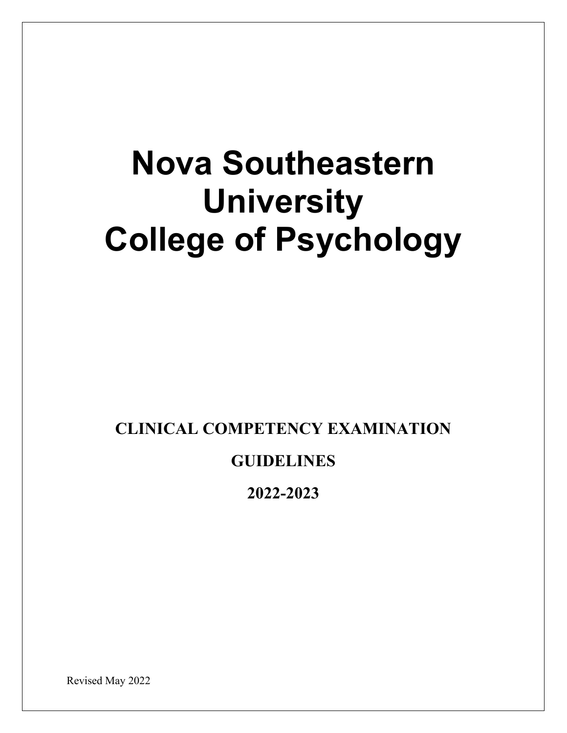# Nova Southeastern University College of Psychology

**CLINICAL COMPETENCY EXAMINATION**

**GUIDELINES**

**2022-2023**

Revised May 2022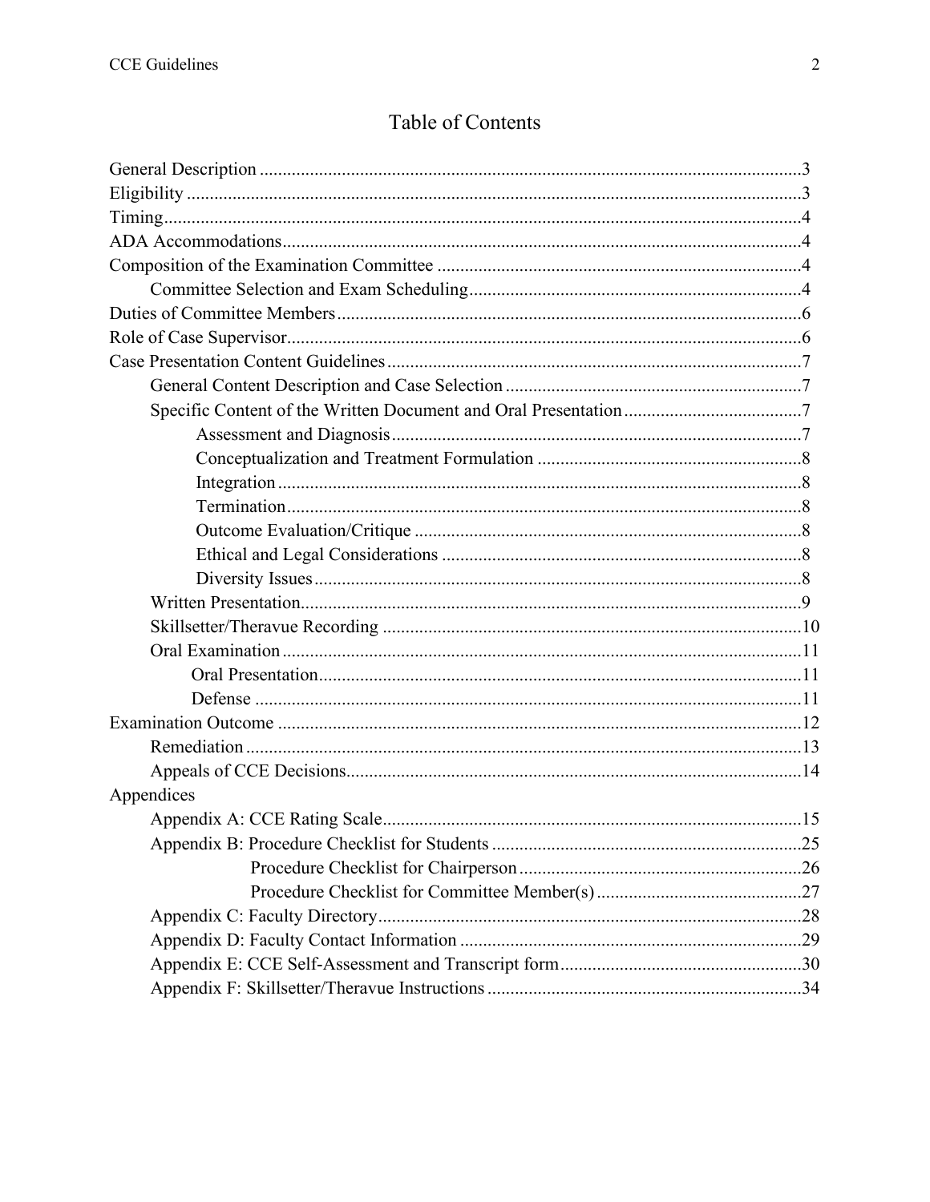# Table of Contents

- General Description ..... 3
- Eligibility ..... 3
- Timing ..... 4
- ADA Accommodations ..... 4
- Composition of the Examination Committee ..... 4
  - Committee Selection and Exam Scheduling ..... 4
- Duties of Committee Members ..... 6
- Role of Case Supervisor ..... 6
- Case Presentation Content Guidelines ..... 7
  - General Content Description and Case Selection ..... 7
  - Specific Content of the Written Document and Oral Presentation ..... 7
    - Assessment and Diagnosis ..... 7
    - Conceptualization and Treatment Formulation ..... 8
    - Integration ..... 8
    - Termination ..... 8
    - Outcome Evaluation/Critique ..... 8
    - Ethical and Legal Considerations ..... 8
    - Diversity Issues ..... 8
  - Written Presentation ..... 9
  - Skillsetter/Theravue Recording ..... 10
  - Oral Examination ..... 11
    - Oral Presentation ..... 11
    - Defense ..... 11
- Examination Outcome ..... 12
  - Remediation ..... 13
  - Appeals of CCE Decisions ..... 14
- Appendices
  - Appendix A: CCE Rating Scale ..... 15
  - Appendix B: Procedure Checklist for Students ..... 25
    - Procedure Checklist for Chairperson ..... 26
    - Procedure Checklist for Committee Member(s) ..... 27
  - Appendix C: Faculty Directory ..... 28
  - Appendix D: Faculty Contact Information ..... 29
  - Appendix E: CCE Self-Assessment and Transcript form ..... 30
  - Appendix F: Skillsetter/Theravue Instructions ..... 34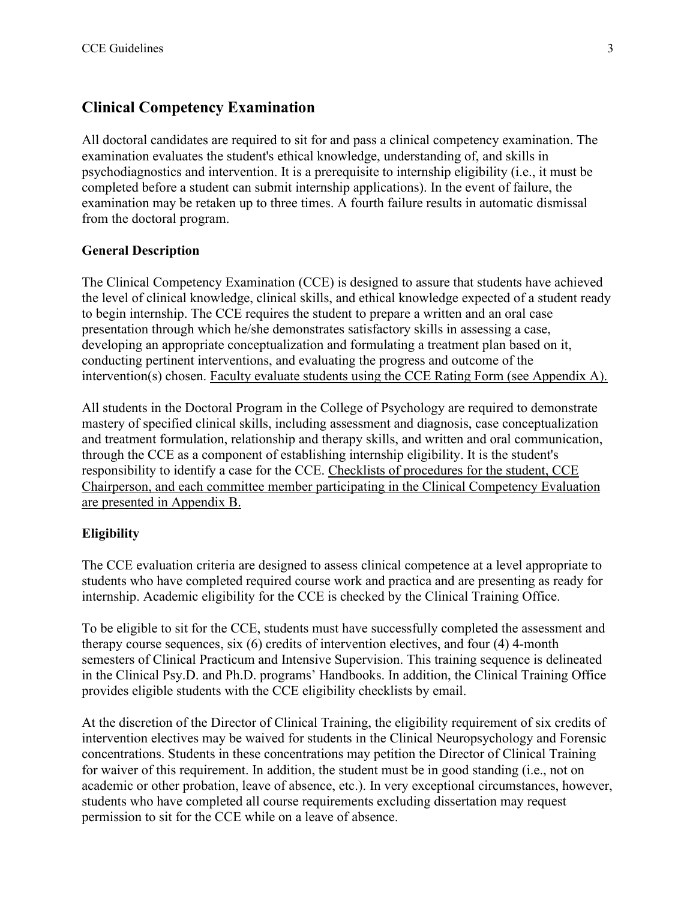## Clinical Competency Examination

All doctoral candidates are required to sit for and pass a clinical competency examination. The examination evaluates the student's ethical knowledge, understanding of, and skills in psychodiagnostics and intervention. It is a prerequisite to internship eligibility (i.e., it must be completed before a student can submit internship applications). In the event of failure, the examination may be retaken up to three times. A fourth failure results in automatic dismissal from the doctoral program.

### General Description

The Clinical Competency Examination (CCE) is designed to assure that students have achieved the level of clinical knowledge, clinical skills, and ethical knowledge expected of a student ready to begin internship. The CCE requires the student to prepare a written and an oral case presentation through which he/she demonstrates satisfactory skills in assessing a case, developing an appropriate conceptualization and formulating a treatment plan based on it, conducting pertinent interventions, and evaluating the progress and outcome of the intervention(s) chosen. Faculty evaluate students using the CCE Rating Form (see Appendix A).

All students in the Doctoral Program in the College of Psychology are required to demonstrate mastery of specified clinical skills, including assessment and diagnosis, case conceptualization and treatment formulation, relationship and therapy skills, and written and oral communication, through the CCE as a component of establishing internship eligibility. It is the student's responsibility to identify a case for the CCE. Checklists of procedures for the student, CCE Chairperson, and each committee member participating in the Clinical Competency Evaluation are presented in Appendix B.

### Eligibility

The CCE evaluation criteria are designed to assess clinical competence at a level appropriate to students who have completed required course work and practica and are presenting as ready for internship. Academic eligibility for the CCE is checked by the Clinical Training Office.

To be eligible to sit for the CCE, students must have successfully completed the assessment and therapy course sequences, six (6) credits of intervention electives, and four (4) 4-month semesters of Clinical Practicum and Intensive Supervision. This training sequence is delineated in the Clinical Psy.D. and Ph.D. programs' Handbooks. In addition, the Clinical Training Office provides eligible students with the CCE eligibility checklists by email.

At the discretion of the Director of Clinical Training, the eligibility requirement of six credits of intervention electives may be waived for students in the Clinical Neuropsychology and Forensic concentrations. Students in these concentrations may petition the Director of Clinical Training for waiver of this requirement. In addition, the student must be in good standing (i.e., not on academic or other probation, leave of absence, etc.). In very exceptional circumstances, however, students who have completed all course requirements excluding dissertation may request permission to sit for the CCE while on a leave of absence.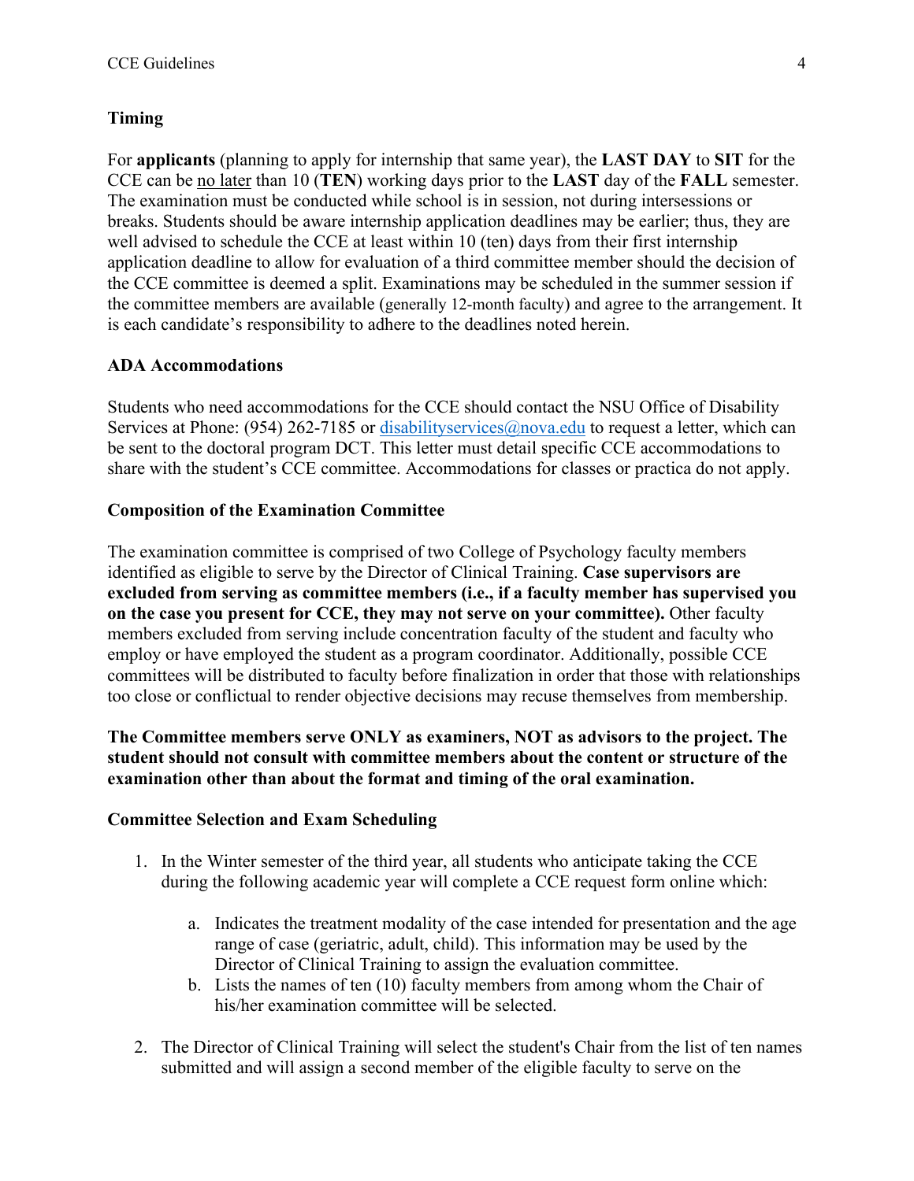### Timing

For **applicants** (planning to apply for internship that same year), the **LAST DAY** to **SIT** for the CCE can be no later than 10 (**TEN**) working days prior to the **LAST** day of the **FALL** semester. The examination must be conducted while school is in session, not during intersessions or breaks. Students should be aware internship application deadlines may be earlier; thus, they are well advised to schedule the CCE at least within 10 (ten) days from their first internship application deadline to allow for evaluation of a third committee member should the decision of the CCE committee is deemed a split. Examinations may be scheduled in the summer session if the committee members are available (generally 12-month faculty) and agree to the arrangement. It is each candidate's responsibility to adhere to the deadlines noted herein.

### ADA Accommodations

Students who need accommodations for the CCE should contact the NSU Office of Disability Services at Phone: (954) 262-7185 or disabilityservices@nova.edu to request a letter, which can be sent to the doctoral program DCT. This letter must detail specific CCE accommodations to share with the student's CCE committee. Accommodations for classes or practica do not apply.

### Composition of the Examination Committee

The examination committee is comprised of two College of Psychology faculty members identified as eligible to serve by the Director of Clinical Training. **Case supervisors are excluded from serving as committee members (i.e., if a faculty member has supervised you on the case you present for CCE, they may not serve on your committee).** Other faculty members excluded from serving include concentration faculty of the student and faculty who employ or have employed the student as a program coordinator. Additionally, possible CCE committees will be distributed to faculty before finalization in order that those with relationships too close or conflictual to render objective decisions may recuse themselves from membership.

**The Committee members serve ONLY as examiners, NOT as advisors to the project. The student should not consult with committee members about the content or structure of the examination other than about the format and timing of the oral examination.**

### Committee Selection and Exam Scheduling

1. In the Winter semester of the third year, all students who anticipate taking the CCE during the following academic year will complete a CCE request form online which:

    a. Indicates the treatment modality of the case intended for presentation and the age range of case (geriatric, adult, child). This information may be used by the Director of Clinical Training to assign the evaluation committee.

    b. Lists the names of ten (10) faculty members from among whom the Chair of his/her examination committee will be selected.

2. The Director of Clinical Training will select the student's Chair from the list of ten names submitted and will assign a second member of the eligible faculty to serve on the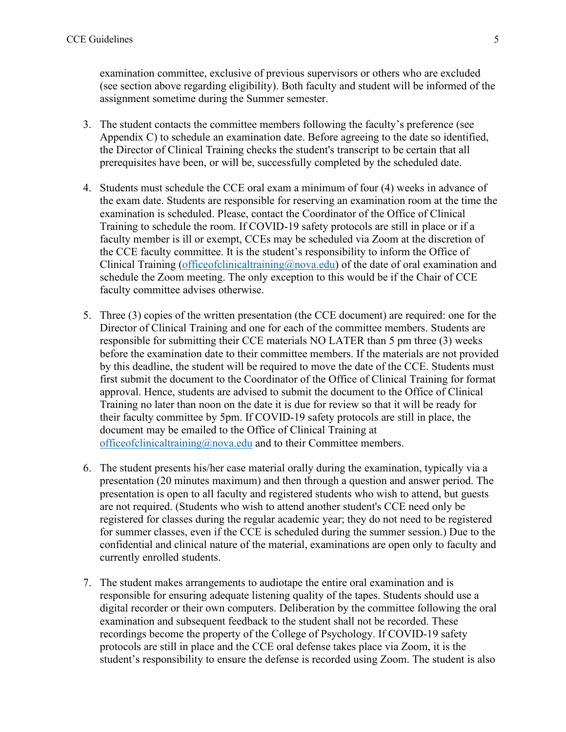examination committee, exclusive of previous supervisors or others who are excluded (see section above regarding eligibility). Both faculty and student will be informed of the assignment sometime during the Summer semester.

3. The student contacts the committee members following the faculty's preference (see Appendix C) to schedule an examination date. Before agreeing to the date so identified, the Director of Clinical Training checks the student's transcript to be certain that all prerequisites have been, or will be, successfully completed by the scheduled date.

4. Students must schedule the CCE oral exam a minimum of four (4) weeks in advance of the exam date. Students are responsible for reserving an examination room at the time the examination is scheduled. Please, contact the Coordinator of the Office of Clinical Training to schedule the room. If COVID-19 safety protocols are still in place or if a faculty member is ill or exempt, CCEs may be scheduled via Zoom at the discretion of the CCE faculty committee. It is the student's responsibility to inform the Office of Clinical Training (officeofclinicaltraining@nova.edu) of the date of oral examination and schedule the Zoom meeting. The only exception to this would be if the Chair of CCE faculty committee advises otherwise.

5. Three (3) copies of the written presentation (the CCE document) are required: one for the Director of Clinical Training and one for each of the committee members. Students are responsible for submitting their CCE materials NO LATER than 5 pm three (3) weeks before the examination date to their committee members. If the materials are not provided by this deadline, the student will be required to move the date of the CCE. Students must first submit the document to the Coordinator of the Office of Clinical Training for format approval. Hence, students are advised to submit the document to the Office of Clinical Training no later than noon on the date it is due for review so that it will be ready for their faculty committee by 5pm. If COVID-19 safety protocols are still in place, the document may be emailed to the Office of Clinical Training at officeofclinicaltraining@nova.edu and to their Committee members.

6. The student presents his/her case material orally during the examination, typically via a presentation (20 minutes maximum) and then through a question and answer period. The presentation is open to all faculty and registered students who wish to attend, but guests are not required. (Students who wish to attend another student's CCE need only be registered for classes during the regular academic year; they do not need to be registered for summer classes, even if the CCE is scheduled during the summer session.) Due to the confidential and clinical nature of the material, examinations are open only to faculty and currently enrolled students.

7. The student makes arrangements to audiotape the entire oral examination and is responsible for ensuring adequate listening quality of the tapes. Students should use a digital recorder or their own computers. Deliberation by the committee following the oral examination and subsequent feedback to the student shall not be recorded. These recordings become the property of the College of Psychology. If COVID-19 safety protocols are still in place and the CCE oral defense takes place via Zoom, it is the student's responsibility to ensure the defense is recorded using Zoom. The student is also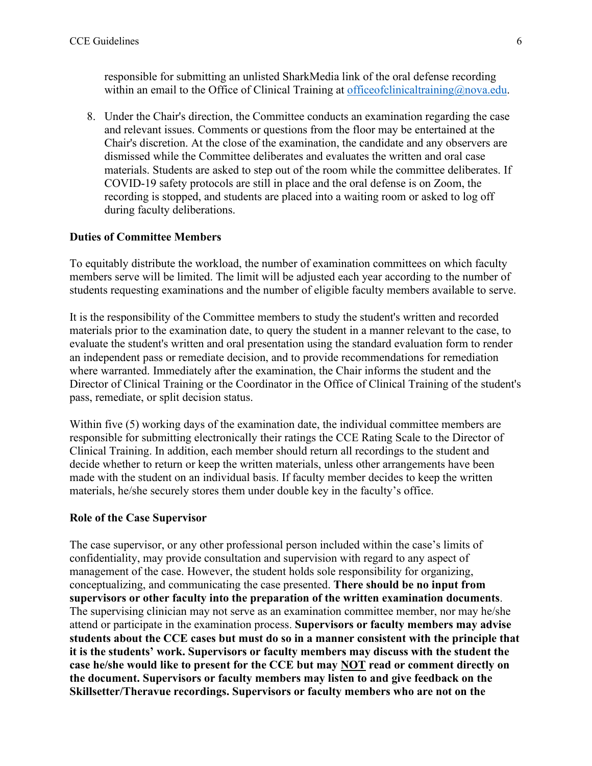responsible for submitting an unlisted SharkMedia link of the oral defense recording within an email to the Office of Clinical Training at officeofclinicaltraining@nova.edu.

8. Under the Chair's direction, the Committee conducts an examination regarding the case and relevant issues. Comments or questions from the floor may be entertained at the Chair's discretion. At the close of the examination, the candidate and any observers are dismissed while the Committee deliberates and evaluates the written and oral case materials. Students are asked to step out of the room while the committee deliberates. If COVID-19 safety protocols are still in place and the oral defense is on Zoom, the recording is stopped, and students are placed into a waiting room or asked to log off during faculty deliberations.

**Duties of Committee Members**

To equitably distribute the workload, the number of examination committees on which faculty members serve will be limited. The limit will be adjusted each year according to the number of students requesting examinations and the number of eligible faculty members available to serve.

It is the responsibility of the Committee members to study the student's written and recorded materials prior to the examination date, to query the student in a manner relevant to the case, to evaluate the student's written and oral presentation using the standard evaluation form to render an independent pass or remediate decision, and to provide recommendations for remediation where warranted. Immediately after the examination, the Chair informs the student and the Director of Clinical Training or the Coordinator in the Office of Clinical Training of the student's pass, remediate, or split decision status.

Within five (5) working days of the examination date, the individual committee members are responsible for submitting electronically their ratings the CCE Rating Scale to the Director of Clinical Training. In addition, each member should return all recordings to the student and decide whether to return or keep the written materials, unless other arrangements have been made with the student on an individual basis. If faculty member decides to keep the written materials, he/she securely stores them under double key in the faculty's office.

**Role of the Case Supervisor**

The case supervisor, or any other professional person included within the case's limits of confidentiality, may provide consultation and supervision with regard to any aspect of management of the case. However, the student holds sole responsibility for organizing, conceptualizing, and communicating the case presented. **There should be no input from supervisors or other faculty into the preparation of the written examination documents**. The supervising clinician may not serve as an examination committee member, nor may he/she attend or participate in the examination process. **Supervisors or faculty members may advise students about the CCE cases but must do so in a manner consistent with the principle that it is the students' work. Supervisors or faculty members may discuss with the student the case he/she would like to present for the CCE but may <u>NOT</u> read or comment directly on the document. Supervisors or faculty members may listen to and give feedback on the Skillsetter/Theravue recordings. Supervisors or faculty members who are not on the**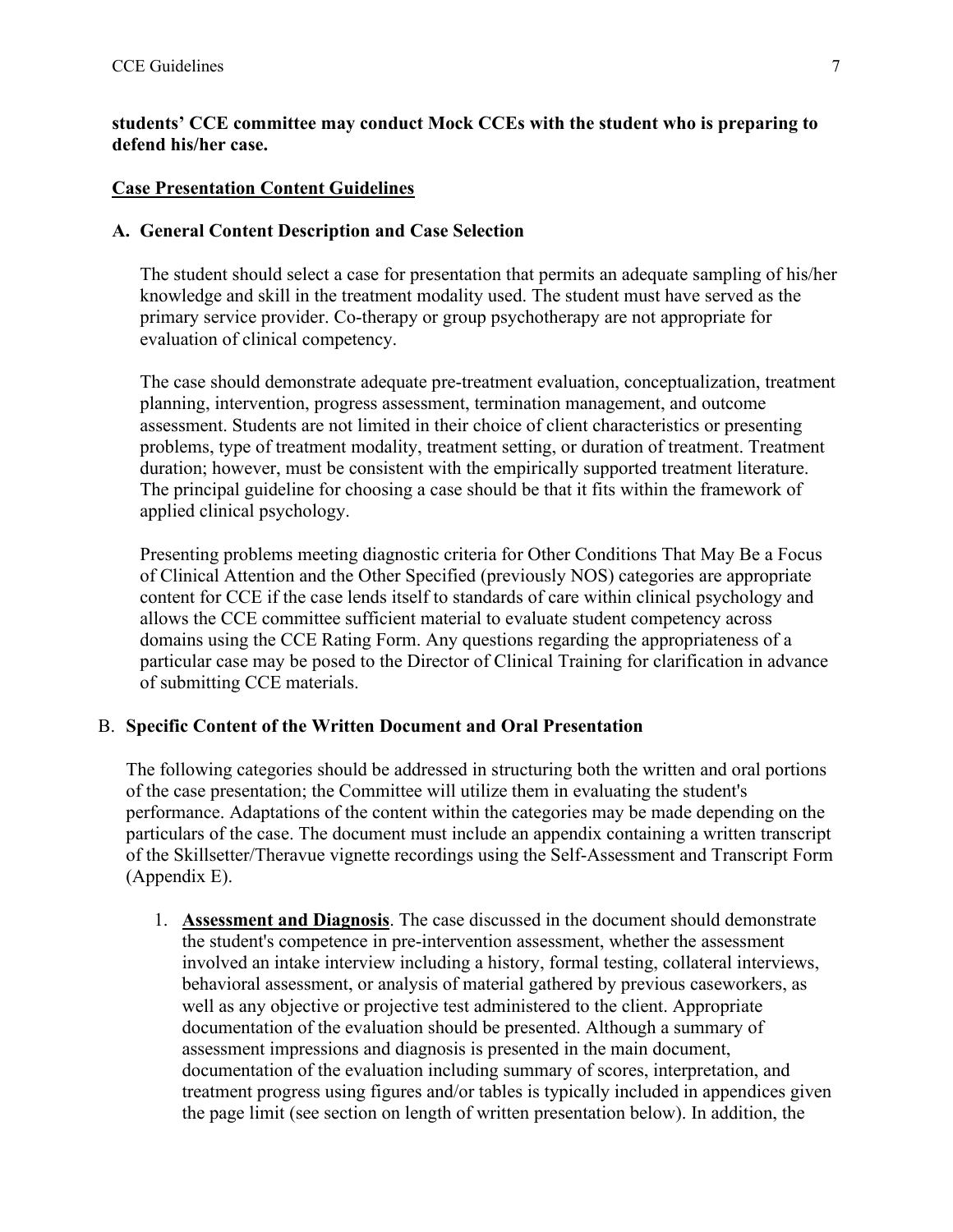**students' CCE committee may conduct Mock CCEs with the student who is preparing to defend his/her case.**

## Case Presentation Content Guidelines

### A. General Content Description and Case Selection

The student should select a case for presentation that permits an adequate sampling of his/her knowledge and skill in the treatment modality used. The student must have served as the primary service provider. Co-therapy or group psychotherapy are not appropriate for evaluation of clinical competency.

The case should demonstrate adequate pre-treatment evaluation, conceptualization, treatment planning, intervention, progress assessment, termination management, and outcome assessment. Students are not limited in their choice of client characteristics or presenting problems, type of treatment modality, treatment setting, or duration of treatment. Treatment duration; however, must be consistent with the empirically supported treatment literature. The principal guideline for choosing a case should be that it fits within the framework of applied clinical psychology.

Presenting problems meeting diagnostic criteria for Other Conditions That May Be a Focus of Clinical Attention and the Other Specified (previously NOS) categories are appropriate content for CCE if the case lends itself to standards of care within clinical psychology and allows the CCE committee sufficient material to evaluate student competency across domains using the CCE Rating Form. Any questions regarding the appropriateness of a particular case may be posed to the Director of Clinical Training for clarification in advance of submitting CCE materials.

### B. Specific Content of the Written Document and Oral Presentation

The following categories should be addressed in structuring both the written and oral portions of the case presentation; the Committee will utilize them in evaluating the student's performance. Adaptations of the content within the categories may be made depending on the particulars of the case. The document must include an appendix containing a written transcript of the Skillsetter/Theravue vignette recordings using the Self-Assessment and Transcript Form (Appendix E).

1. **Assessment and Diagnosis**. The case discussed in the document should demonstrate the student's competence in pre-intervention assessment, whether the assessment involved an intake interview including a history, formal testing, collateral interviews, behavioral assessment, or analysis of material gathered by previous caseworkers, as well as any objective or projective test administered to the client. Appropriate documentation of the evaluation should be presented. Although a summary of assessment impressions and diagnosis is presented in the main document, documentation of the evaluation including summary of scores, interpretation, and treatment progress using figures and/or tables is typically included in appendices given the page limit (see section on length of written presentation below). In addition, the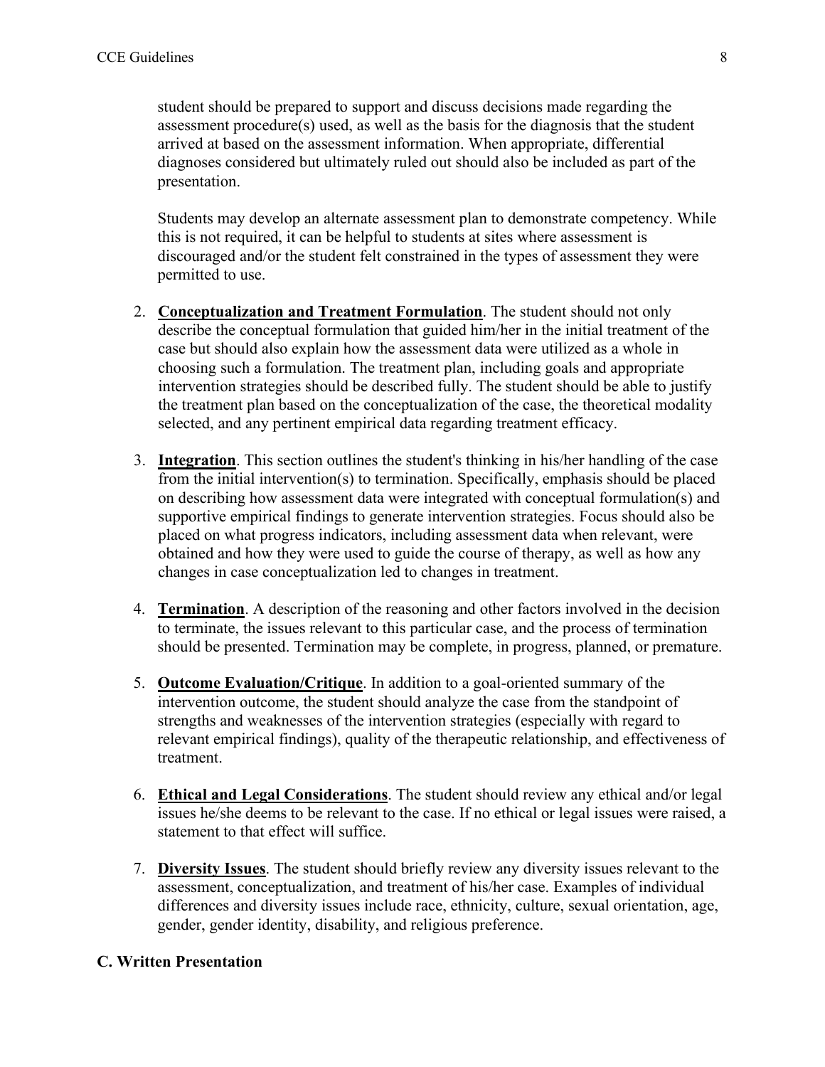student should be prepared to support and discuss decisions made regarding the assessment procedure(s) used, as well as the basis for the diagnosis that the student arrived at based on the assessment information. When appropriate, differential diagnoses considered but ultimately ruled out should also be included as part of the presentation.

Students may develop an alternate assessment plan to demonstrate competency. While this is not required, it can be helpful to students at sites where assessment is discouraged and/or the student felt constrained in the types of assessment they were permitted to use.

2. **Conceptualization and Treatment Formulation**. The student should not only describe the conceptual formulation that guided him/her in the initial treatment of the case but should also explain how the assessment data were utilized as a whole in choosing such a formulation. The treatment plan, including goals and appropriate intervention strategies should be described fully. The student should be able to justify the treatment plan based on the conceptualization of the case, the theoretical modality selected, and any pertinent empirical data regarding treatment efficacy.

3. **Integration**. This section outlines the student's thinking in his/her handling of the case from the initial intervention(s) to termination. Specifically, emphasis should be placed on describing how assessment data were integrated with conceptual formulation(s) and supportive empirical findings to generate intervention strategies. Focus should also be placed on what progress indicators, including assessment data when relevant, were obtained and how they were used to guide the course of therapy, as well as how any changes in case conceptualization led to changes in treatment.

4. **Termination**. A description of the reasoning and other factors involved in the decision to terminate, the issues relevant to this particular case, and the process of termination should be presented. Termination may be complete, in progress, planned, or premature.

5. **Outcome Evaluation/Critique**. In addition to a goal-oriented summary of the intervention outcome, the student should analyze the case from the standpoint of strengths and weaknesses of the intervention strategies (especially with regard to relevant empirical findings), quality of the therapeutic relationship, and effectiveness of treatment.

6. **Ethical and Legal Considerations**. The student should review any ethical and/or legal issues he/she deems to be relevant to the case. If no ethical or legal issues were raised, a statement to that effect will suffice.

7. **Diversity Issues**. The student should briefly review any diversity issues relevant to the assessment, conceptualization, and treatment of his/her case. Examples of individual differences and diversity issues include race, ethnicity, culture, sexual orientation, age, gender, gender identity, disability, and religious preference.

### C. Written Presentation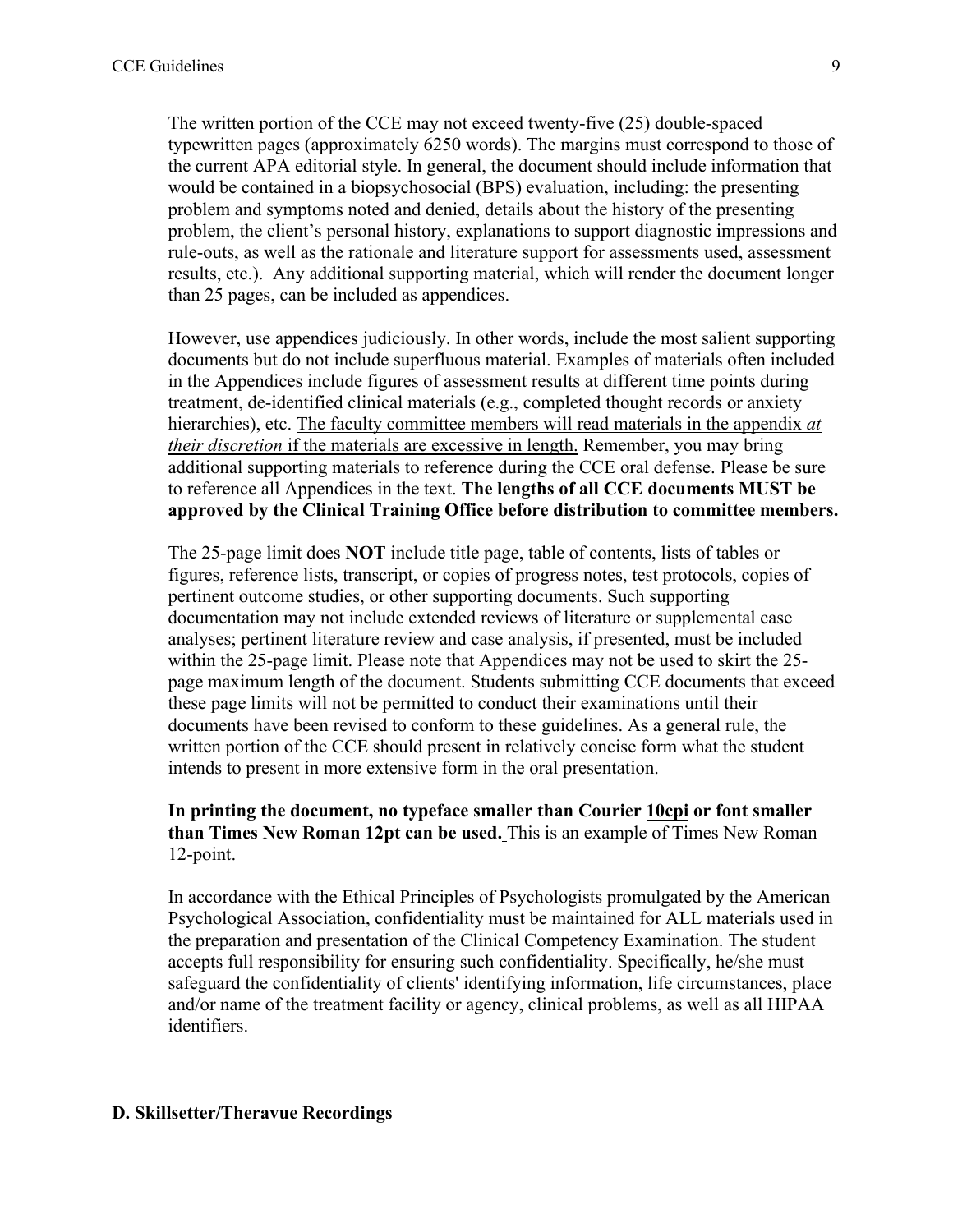The written portion of the CCE may not exceed twenty-five (25) double-spaced typewritten pages (approximately 6250 words). The margins must correspond to those of the current APA editorial style. In general, the document should include information that would be contained in a biopsychosocial (BPS) evaluation, including: the presenting problem and symptoms noted and denied, details about the history of the presenting problem, the client's personal history, explanations to support diagnostic impressions and rule-outs, as well as the rationale and literature support for assessments used, assessment results, etc.). Any additional supporting material, which will render the document longer than 25 pages, can be included as appendices.

However, use appendices judiciously. In other words, include the most salient supporting documents but do not include superfluous material. Examples of materials often included in the Appendices include figures of assessment results at different time points during treatment, de-identified clinical materials (e.g., completed thought records or anxiety hierarchies), etc. <u>The faculty committee members will read materials in the appendix *at their discretion* if the materials are excessive in length.</u> Remember, you may bring additional supporting materials to reference during the CCE oral defense. Please be sure to reference all Appendices in the text. **The lengths of all CCE documents MUST be approved by the Clinical Training Office before distribution to committee members.**

The 25-page limit does **NOT** include title page, table of contents, lists of tables or figures, reference lists, transcript, or copies of progress notes, test protocols, copies of pertinent outcome studies, or other supporting documents. Such supporting documentation may not include extended reviews of literature or supplemental case analyses; pertinent literature review and case analysis, if presented, must be included within the 25-page limit. Please note that Appendices may not be used to skirt the 25-page maximum length of the document. Students submitting CCE documents that exceed these page limits will not be permitted to conduct their examinations until their documents have been revised to conform to these guidelines. As a general rule, the written portion of the CCE should present in relatively concise form what the student intends to present in more extensive form in the oral presentation.

**In printing the document, no typeface smaller than Courier <u>10cpi</u> or font smaller than Times New Roman 12pt can be used.** This is an example of Times New Roman 12-point.

In accordance with the Ethical Principles of Psychologists promulgated by the American Psychological Association, confidentiality must be maintained for ALL materials used in the preparation and presentation of the Clinical Competency Examination. The student accepts full responsibility for ensuring such confidentiality. Specifically, he/she must safeguard the confidentiality of clients' identifying information, life circumstances, place and/or name of the treatment facility or agency, clinical problems, as well as all HIPAA identifiers.

### D. Skillsetter/Theravue Recordings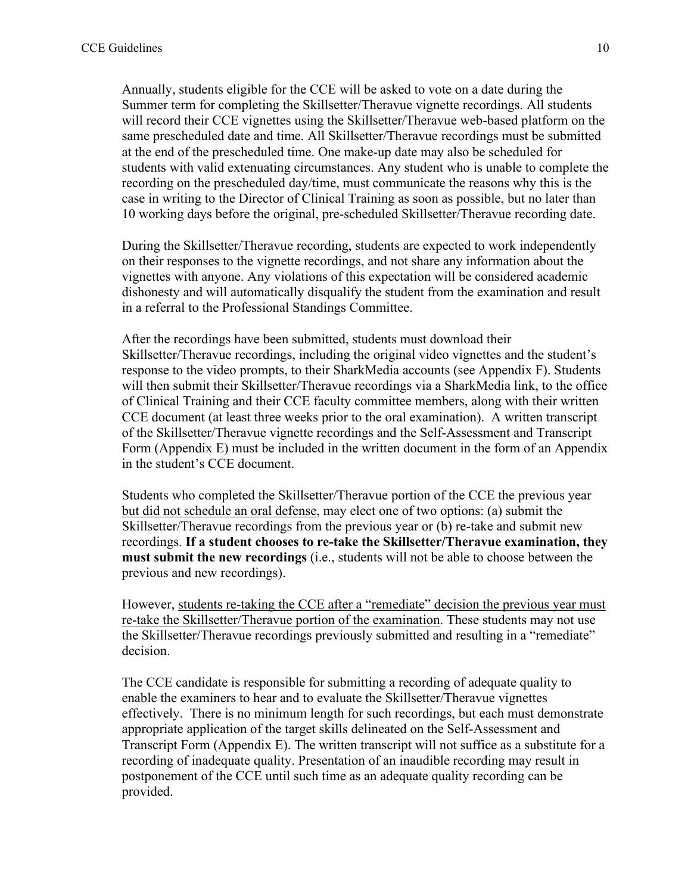Annually, students eligible for the CCE will be asked to vote on a date during the Summer term for completing the Skillsetter/Theravue vignette recordings. All students will record their CCE vignettes using the Skillsetter/Theravue web-based platform on the same prescheduled date and time. All Skillsetter/Theravue recordings must be submitted at the end of the prescheduled time. One make-up date may also be scheduled for students with valid extenuating circumstances. Any student who is unable to complete the recording on the prescheduled day/time, must communicate the reasons why this is the case in writing to the Director of Clinical Training as soon as possible, but no later than 10 working days before the original, pre-scheduled Skillsetter/Theravue recording date.

During the Skillsetter/Theravue recording, students are expected to work independently on their responses to the vignette recordings, and not share any information about the vignettes with anyone. Any violations of this expectation will be considered academic dishonesty and will automatically disqualify the student from the examination and result in a referral to the Professional Standings Committee.

After the recordings have been submitted, students must download their Skillsetter/Theravue recordings, including the original video vignettes and the student's response to the video prompts, to their SharkMedia accounts (see Appendix F). Students will then submit their Skillsetter/Theravue recordings via a SharkMedia link, to the office of Clinical Training and their CCE faculty committee members, along with their written CCE document (at least three weeks prior to the oral examination). A written transcript of the Skillsetter/Theravue vignette recordings and the Self-Assessment and Transcript Form (Appendix E) must be included in the written document in the form of an Appendix in the student's CCE document.

Students who completed the Skillsetter/Theravue portion of the CCE the previous year <u>but did not schedule an oral defense</u>, may elect one of two options: (a) submit the Skillsetter/Theravue recordings from the previous year or (b) re-take and submit new recordings. **If a student chooses to re-take the Skillsetter/Theravue examination, they must submit the new recordings** (i.e., students will not be able to choose between the previous and new recordings).

However, <u>students re-taking the CCE after a "remediate" decision the previous year must re-take the Skillsetter/Theravue portion of the examination</u>. These students may not use the Skillsetter/Theravue recordings previously submitted and resulting in a "remediate" decision.

The CCE candidate is responsible for submitting a recording of adequate quality to enable the examiners to hear and to evaluate the Skillsetter/Theravue vignettes effectively. There is no minimum length for such recordings, but each must demonstrate appropriate application of the target skills delineated on the Self-Assessment and Transcript Form (Appendix E). The written transcript will not suffice as a substitute for a recording of inadequate quality. Presentation of an inaudible recording may result in postponement of the CCE until such time as an adequate quality recording can be provided.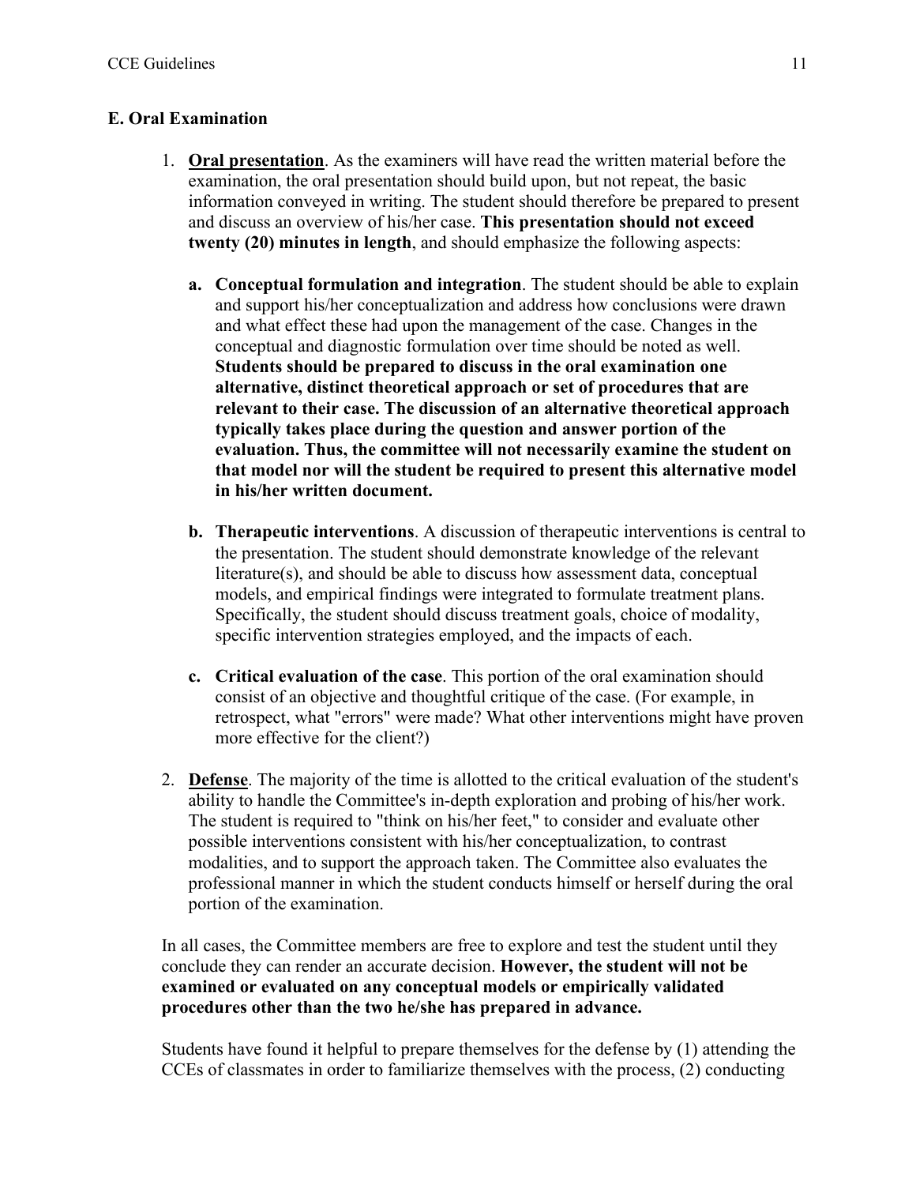### E. Oral Examination

1. **Oral presentation**. As the examiners will have read the written material before the examination, the oral presentation should build upon, but not repeat, the basic information conveyed in writing. The student should therefore be prepared to present and discuss an overview of his/her case. **This presentation should not exceed twenty (20) minutes in length**, and should emphasize the following aspects:

   a. **Conceptual formulation and integration**. The student should be able to explain and support his/her conceptualization and address how conclusions were drawn and what effect these had upon the management of the case. Changes in the conceptual and diagnostic formulation over time should be noted as well. **Students should be prepared to discuss in the oral examination one alternative, distinct theoretical approach or set of procedures that are relevant to their case. The discussion of an alternative theoretical approach typically takes place during the question and answer portion of the evaluation. Thus, the committee will not necessarily examine the student on that model nor will the student be required to present this alternative model in his/her written document.**

   b. **Therapeutic interventions**. A discussion of therapeutic interventions is central to the presentation. The student should demonstrate knowledge of the relevant literature(s), and should be able to discuss how assessment data, conceptual models, and empirical findings were integrated to formulate treatment plans. Specifically, the student should discuss treatment goals, choice of modality, specific intervention strategies employed, and the impacts of each.

   c. **Critical evaluation of the case**. This portion of the oral examination should consist of an objective and thoughtful critique of the case. (For example, in retrospect, what "errors" were made? What other interventions might have proven more effective for the client?)

2. **Defense**. The majority of the time is allotted to the critical evaluation of the student's ability to handle the Committee's in-depth exploration and probing of his/her work. The student is required to "think on his/her feet," to consider and evaluate other possible interventions consistent with his/her conceptualization, to contrast modalities, and to support the approach taken. The Committee also evaluates the professional manner in which the student conducts himself or herself during the oral portion of the examination.

In all cases, the Committee members are free to explore and test the student until they conclude they can render an accurate decision. **However, the student will not be examined or evaluated on any conceptual models or empirically validated procedures other than the two he/she has prepared in advance.**

Students have found it helpful to prepare themselves for the defense by (1) attending the CCEs of classmates in order to familiarize themselves with the process, (2) conducting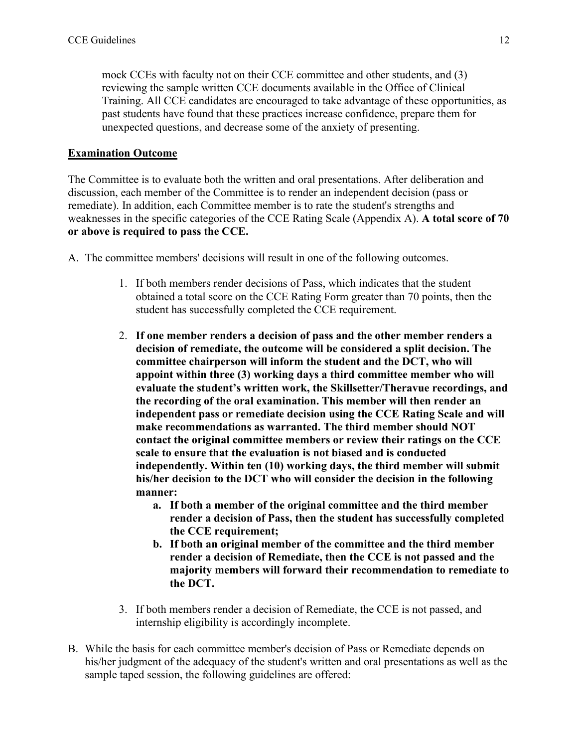mock CCEs with faculty not on their CCE committee and other students, and (3) reviewing the sample written CCE documents available in the Office of Clinical Training. All CCE candidates are encouraged to take advantage of these opportunities, as past students have found that these practices increase confidence, prepare them for unexpected questions, and decrease some of the anxiety of presenting.

**<u>Examination Outcome</u>**

The Committee is to evaluate both the written and oral presentations. After deliberation and discussion, each member of the Committee is to render an independent decision (pass or remediate). In addition, each Committee member is to rate the student's strengths and weaknesses in the specific categories of the CCE Rating Scale (Appendix A). **A total score of 70 or above is required to pass the CCE.**

A. The committee members' decisions will result in one of the following outcomes.

   1. If both members render decisions of Pass, which indicates that the student obtained a total score on the CCE Rating Form greater than 70 points, then the student has successfully completed the CCE requirement.

   2. **If one member renders a decision of pass and the other member renders a decision of remediate, the outcome will be considered a split decision. The committee chairperson will inform the student and the DCT, who will appoint within three (3) working days a third committee member who will evaluate the student's written work, the Skillsetter/Theravue recordings, and the recording of the oral examination. This member will then render an independent pass or remediate decision using the CCE Rating Scale and will make recommendations as warranted. The third member should NOT contact the original committee members or review their ratings on the CCE scale to ensure that the evaluation is not biased and is conducted independently. Within ten (10) working days, the third member will submit his/her decision to the DCT who will consider the decision in the following manner:**
      a. **If both a member of the original committee and the third member render a decision of Pass, then the student has successfully completed the CCE requirement;**
      b. **If both an original member of the committee and the third member render a decision of Remediate, then the CCE is not passed and the majority members will forward their recommendation to remediate to the DCT.**

   3. If both members render a decision of Remediate, the CCE is not passed, and internship eligibility is accordingly incomplete.

B. While the basis for each committee member's decision of Pass or Remediate depends on his/her judgment of the adequacy of the student's written and oral presentations as well as the sample taped session, the following guidelines are offered: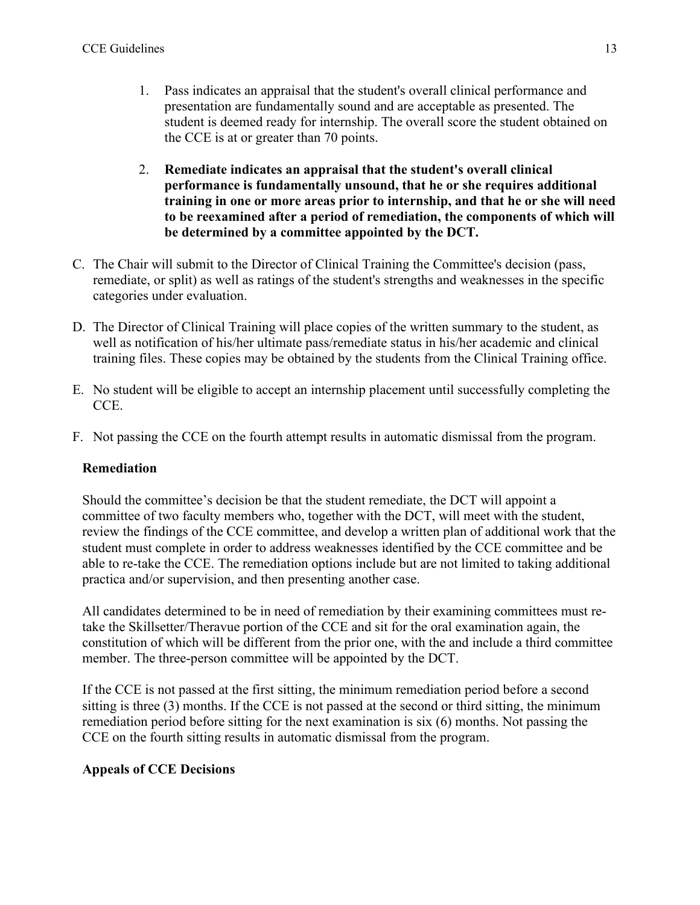1. Pass indicates an appraisal that the student's overall clinical performance and presentation are fundamentally sound and are acceptable as presented. The student is deemed ready for internship. The overall score the student obtained on the CCE is at or greater than 70 points.

2. **Remediate indicates an appraisal that the student's overall clinical performance is fundamentally unsound, that he or she requires additional training in one or more areas prior to internship, and that he or she will need to be reexamined after a period of remediation, the components of which will be determined by a committee appointed by the DCT.**

C. The Chair will submit to the Director of Clinical Training the Committee's decision (pass, remediate, or split) as well as ratings of the student's strengths and weaknesses in the specific categories under evaluation.

D. The Director of Clinical Training will place copies of the written summary to the student, as well as notification of his/her ultimate pass/remediate status in his/her academic and clinical training files. These copies may be obtained by the students from the Clinical Training office.

E. No student will be eligible to accept an internship placement until successfully completing the CCE.

F. Not passing the CCE on the fourth attempt results in automatic dismissal from the program.

**Remediation**

Should the committee's decision be that the student remediate, the DCT will appoint a committee of two faculty members who, together with the DCT, will meet with the student, review the findings of the CCE committee, and develop a written plan of additional work that the student must complete in order to address weaknesses identified by the CCE committee and be able to re-take the CCE. The remediation options include but are not limited to taking additional practica and/or supervision, and then presenting another case.

All candidates determined to be in need of remediation by their examining committees must re-take the Skillsetter/Theravue portion of the CCE and sit for the oral examination again, the constitution of which will be different from the prior one, with the and include a third committee member. The three-person committee will be appointed by the DCT.

If the CCE is not passed at the first sitting, the minimum remediation period before a second sitting is three (3) months. If the CCE is not passed at the second or third sitting, the minimum remediation period before sitting for the next examination is six (6) months. Not passing the CCE on the fourth sitting results in automatic dismissal from the program.

**Appeals of CCE Decisions**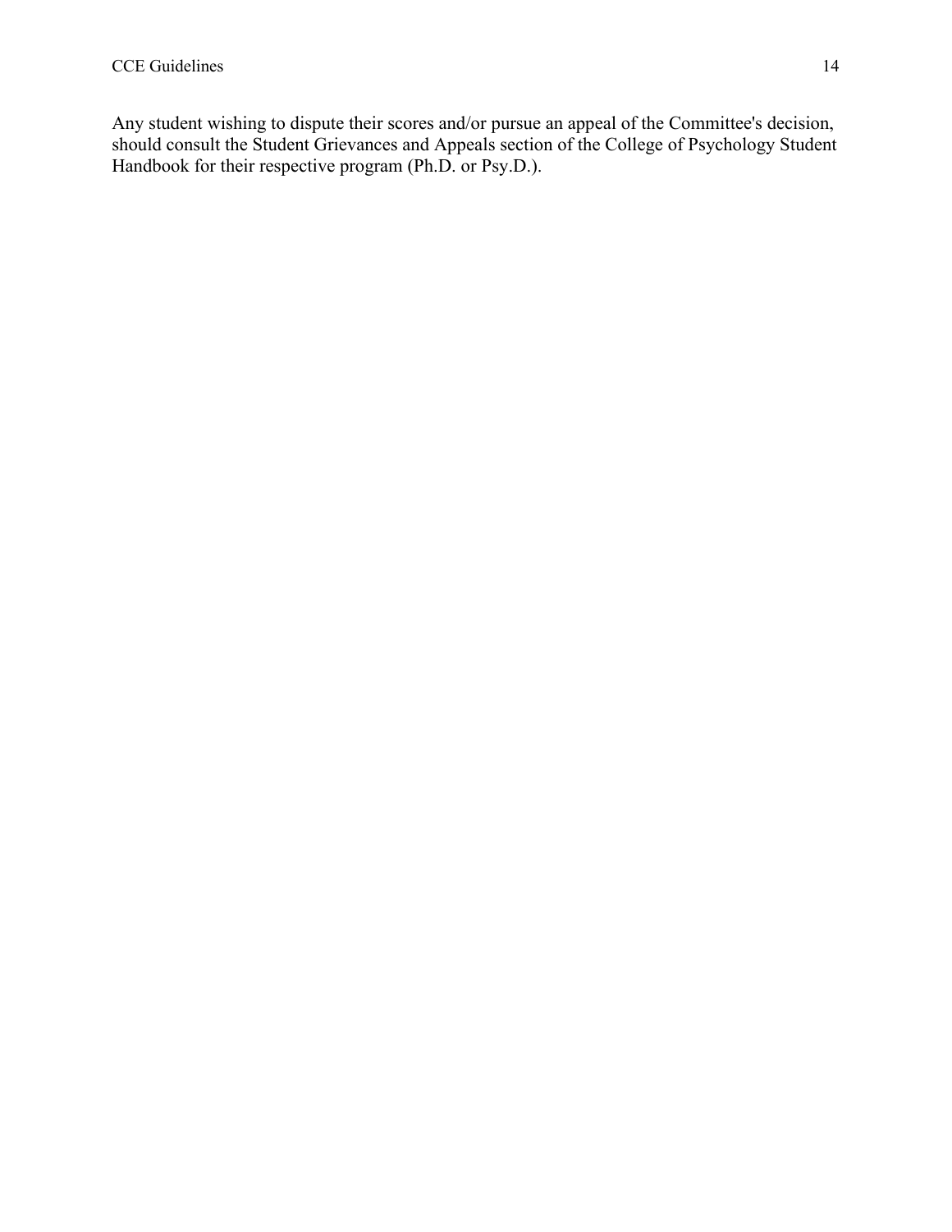Any student wishing to dispute their scores and/or pursue an appeal of the Committee's decision, should consult the Student Grievances and Appeals section of the College of Psychology Student Handbook for their respective program (Ph.D. or Psy.D.).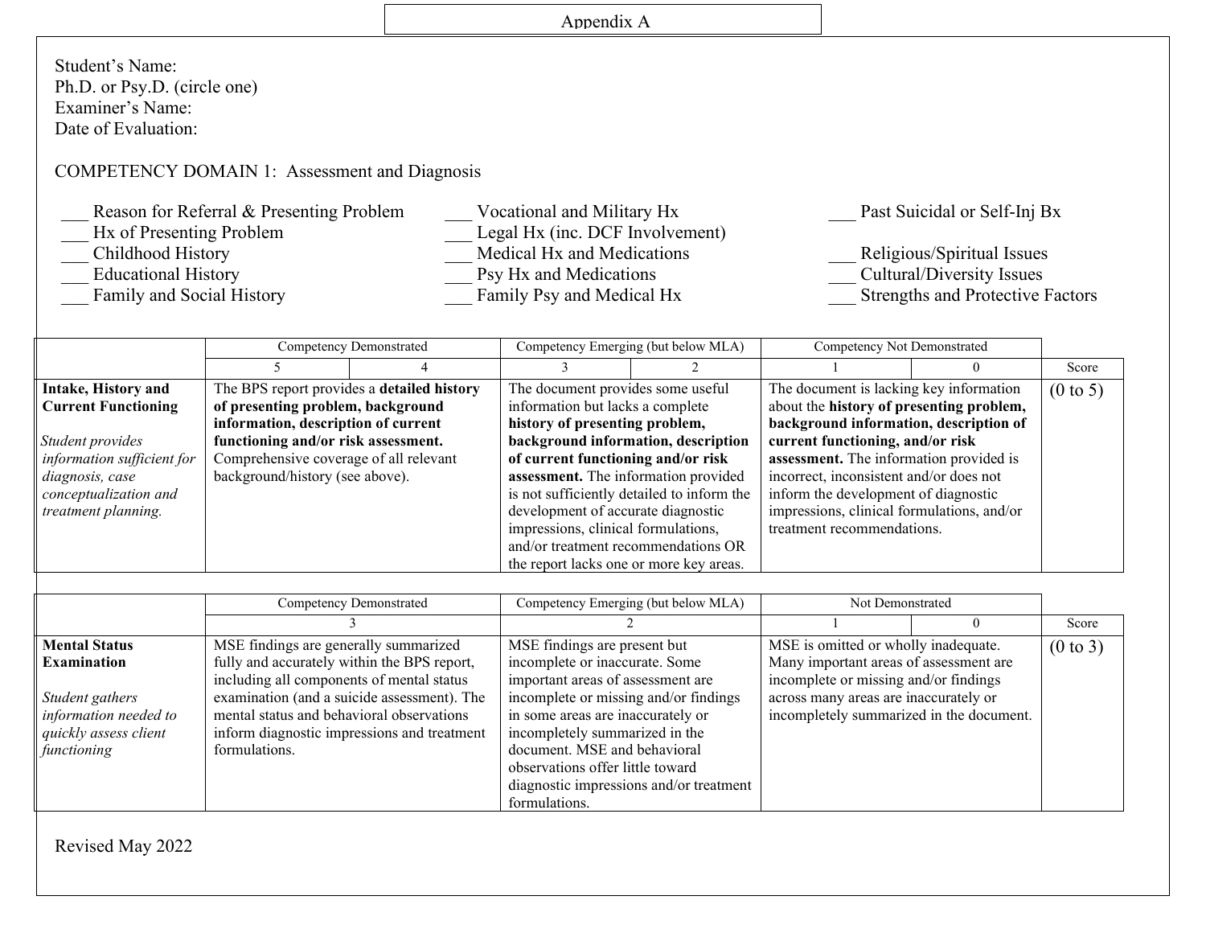Appendix A

Student's Name:
Ph.D. or Psy.D. (circle one)
Examiner's Name:
Date of Evaluation:

COMPETENCY DOMAIN 1: Assessment and Diagnosis

___ Reason for Referral & Presenting Problem
___ Hx of Presenting Problem
___ Childhood History
___ Educational History
___ Family and Social History
___ Vocational and Military Hx
___ Legal Hx (inc. DCF Involvement)
___ Medical Hx and Medications
___ Psy Hx and Medications
___ Family Psy and Medical Hx
___ Past Suicidal or Self-Inj Bx
___ Religious/Spiritual Issues
___ Cultural/Diversity Issues
___ Strengths and Protective Factors

| | Competency Demonstrated | | Competency Emerging (but below MLA) | | Competency Not Demonstrated | | |
|---|---|---|---|---|---|---|---|
| | 5 | 4 | 3 | 2 | 1 | 0 | Score |
| **Intake, History and Current Functioning**<br><br>*Student provides information sufficient for diagnosis, case conceptualization and treatment planning.* | The BPS report provides a **detailed history of presenting problem, background information, description of current functioning and/or risk assessment.** Comprehensive coverage of all relevant background/history (see above). | | The document provides some useful information but lacks a complete **history of presenting problem, background information, description of current functioning and/or risk assessment.** The information provided is not sufficiently detailed to inform the development of accurate diagnostic impressions, clinical formulations, and/or treatment recommendations OR the report lacks one or more key areas. | | The document is lacking key information about the **history of presenting problem, background information, description of current functioning, and/or risk assessment.** The information provided is incorrect, inconsistent and/or does not inform the development of diagnostic impressions, clinical formulations, and/or treatment recommendations. | | (0 to 5) |

| | Competency Demonstrated | Competency Emerging (but below MLA) | Not Demonstrated | | |
|---|---|---|---|---|---|
| | 3 | 2 | 1 | 0 | Score |
| **Mental Status Examination**<br><br>*Student gathers information needed to quickly assess client functioning* | MSE findings are generally summarized fully and accurately within the BPS report, including all components of mental status examination (and a suicide assessment). The mental status and behavioral observations inform diagnostic impressions and treatment formulations. | MSE findings are present but incomplete or inaccurate. Some important areas of assessment are incomplete or missing and/or findings in some areas are inaccurately or incompletely summarized in the document. MSE and behavioral observations offer little toward diagnostic impressions and/or treatment formulations. | MSE is omitted or wholly inadequate. Many important areas of assessment are incomplete or missing and/or findings across many areas are inaccurately or incompletely summarized in the document. | | (0 to 3) |

Revised May 2022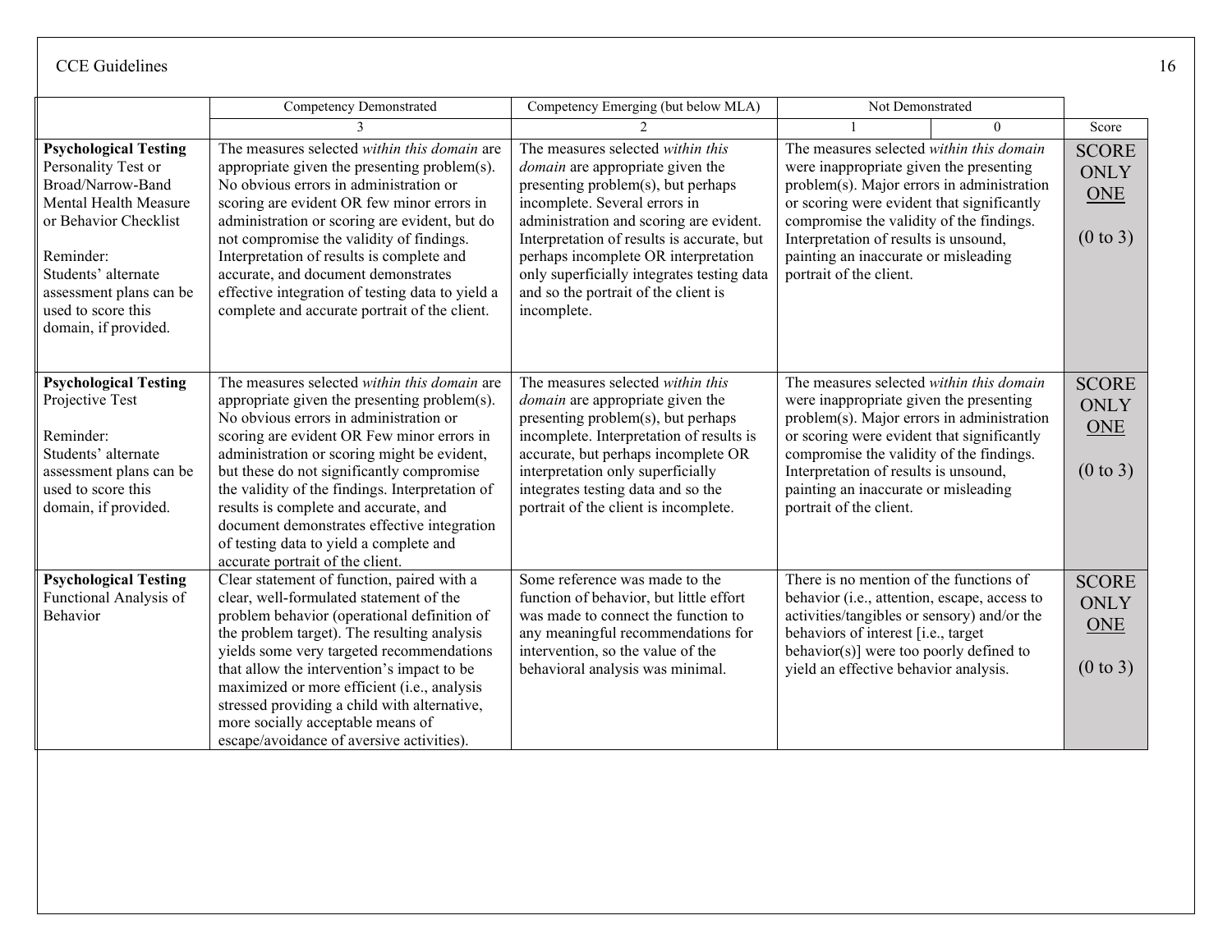| | Competency Demonstrated | Competency Emerging (but below MLA) | Not Demonstrated | | |
|---|---|---|---|---|---|
| | 3 | 2 | 1 | 0 | Score |
| **Psychological Testing** Personality Test or Broad/Narrow-Band Mental Health Measure or Behavior Checklist<br><br>Reminder: Students' alternate assessment plans can be used to score this domain, if provided. | The measures selected *within this domain* are appropriate given the presenting problem(s). No obvious errors in administration or scoring are evident OR few minor errors in administration or scoring are evident, but do not compromise the validity of findings. Interpretation of results is complete and accurate, and document demonstrates effective integration of testing data to yield a complete and accurate portrait of the client. | The measures selected *within this domain* are appropriate given the presenting problem(s), but perhaps incomplete. Several errors in administration and scoring are evident. Interpretation of results is accurate, but perhaps incomplete OR interpretation only superficially integrates testing data and so the portrait of the client is incomplete. | The measures selected *within this domain* were inappropriate given the presenting problem(s). Major errors in administration or scoring were evident that significantly compromise the validity of the findings. Interpretation of results is unsound, painting an inaccurate or misleading portrait of the client. | | SCORE ONLY ONE<br><br>(0 to 3) |
| **Psychological Testing** Projective Test<br><br>Reminder: Students' alternate assessment plans can be used to score this domain, if provided. | The measures selected *within this domain* are appropriate given the presenting problem(s). No obvious errors in administration or scoring are evident OR Few minor errors in administration or scoring might be evident, but these do not significantly compromise the validity of the findings. Interpretation of results is complete and accurate, and document demonstrates effective integration of testing data to yield a complete and accurate portrait of the client. | The measures selected *within this domain* are appropriate given the presenting problem(s), but perhaps incomplete. Interpretation of results is accurate, but perhaps incomplete OR interpretation only superficially integrates testing data and so the portrait of the client is incomplete. | The measures selected *within this domain* were inappropriate given the presenting problem(s). Major errors in administration or scoring were evident that significantly compromise the validity of the findings. Interpretation of results is unsound, painting an inaccurate or misleading portrait of the client. | | SCORE ONLY ONE<br><br>(0 to 3) |
| **Psychological Testing** Functional Analysis of Behavior | Clear statement of function, paired with a clear, well-formulated statement of the problem behavior (operational definition of the problem target). The resulting analysis yields some very targeted recommendations that allow the intervention's impact to be maximized or more efficient (i.e., analysis stressed providing a child with alternative, more socially acceptable means of escape/avoidance of aversive activities). | Some reference was made to the function of behavior, but little effort was made to connect the function to any meaningful recommendations for intervention, so the value of the behavioral analysis was minimal. | There is no mention of the functions of behavior (i.e., attention, escape, access to activities/tangibles or sensory) and/or the behaviors of interest [i.e., target behavior(s)] were too poorly defined to yield an effective behavior analysis. | | SCORE ONLY ONE<br><br>(0 to 3) |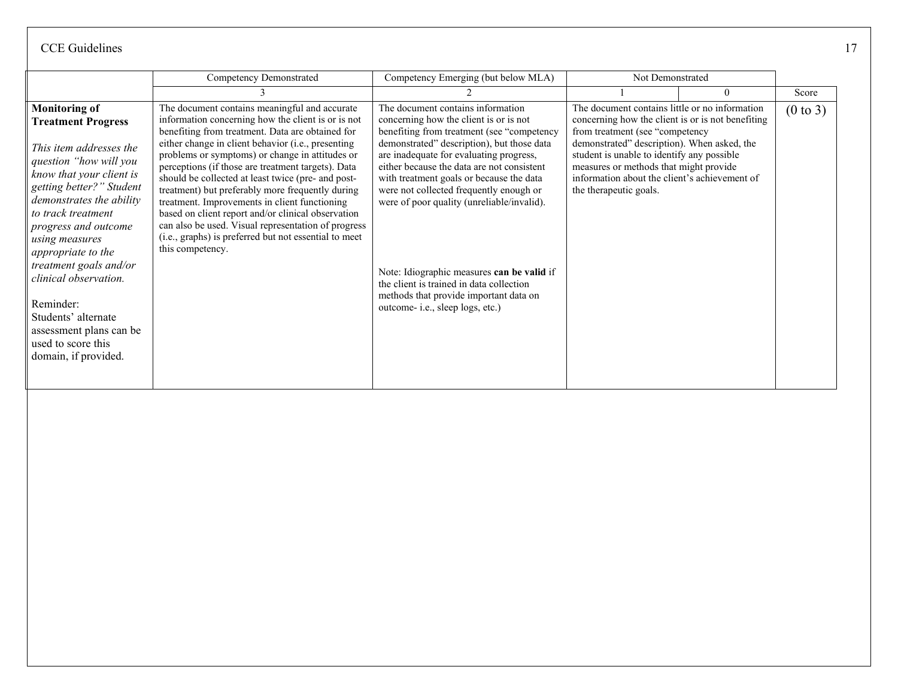| | Competency Demonstrated | Competency Emerging (but below MLA) | Not Demonstrated | | |
|---|---|---|---|---|---|
| | 3 | 2 | 1 | 0 | Score |
| **Monitoring of Treatment Progress**<br><br>*This item addresses the question "how will you know that your client is getting better?" Student demonstrates the ability to track treatment progress and outcome using measures appropriate to the treatment goals and/or clinical observation.*<br><br>Reminder:<br>Students' alternate assessment plans can be used to score this domain, if provided. | The document contains meaningful and accurate information concerning how the client is or is not benefiting from treatment. Data are obtained for either change in client behavior (i.e., presenting problems or symptoms) or change in attitudes or perceptions (if those are treatment targets). Data should be collected at least twice (pre- and post-treatment) but preferably more frequently during treatment. Improvements in client functioning based on client report and/or clinical observation can also be used. Visual representation of progress (i.e., graphs) is preferred but not essential to meet this competency. | The document contains information concerning how the client is or is not benefiting from treatment (see "competency demonstrated" description), but those data are inadequate for evaluating progress, either because the data are not consistent with treatment goals or because the data were not collected frequently enough or were of poor quality (unreliable/invalid).<br><br>Note: Idiographic measures **can be valid** if the client is trained in data collection methods that provide important data on outcome- i.e., sleep logs, etc.) | The document contains little or no information concerning how the client is or is not benefiting from treatment (see "competency demonstrated" description). When asked, the student is unable to identify any possible measures or methods that might provide information about the client's achievement of the therapeutic goals. | | (0 to 3) |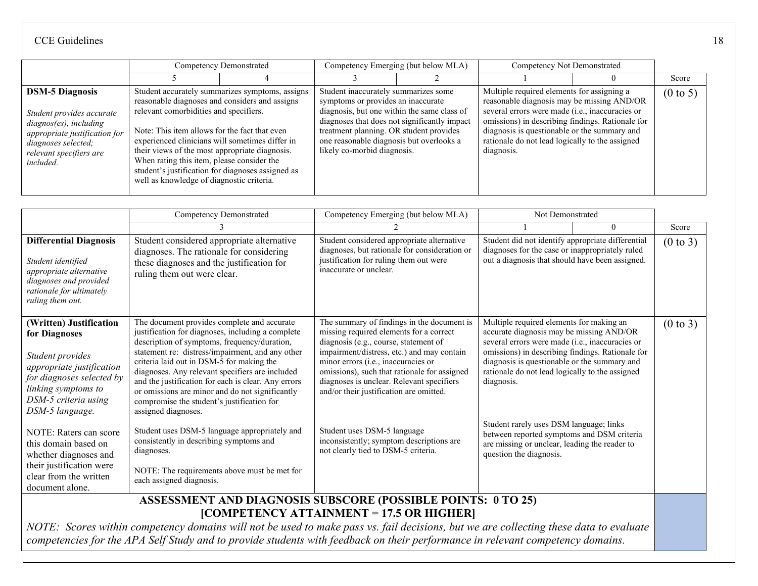| | Competency Demonstrated | | Competency Emerging (but below MLA) | | Competency Not Demonstrated | | |
|---|---|---|---|---|---|---|---|
| | 5 | 4 | 3 | 2 | 1 | 0 | Score |
| **DSM-5 Diagnosis**<br><br>*Student provides accurate diagnos(es), including appropriate justification for diagnoses selected; relevant specifiers are included.* | Student accurately summarizes symptoms, assigns reasonable diagnoses and considers and assigns relevant comorbidities and specifiers.<br><br>Note: This item allows for the fact that even experienced clinicians will sometimes differ in their views of the most appropriate diagnosis. When rating this item, please consider the student's justification for diagnoses assigned as well as knowledge of diagnostic criteria. | | Student inaccurately summarizes some symptoms or provides an inaccurate diagnosis, but one within the same class of diagnoses that does not significantly impact treatment planning. OR student provides one reasonable diagnosis but overlooks a likely co-morbid diagnosis. | | Multiple required elements for assigning a reasonable diagnosis may be missing AND/OR several errors were made (i.e., inaccuracies or omissions) in describing findings. Rationale for diagnosis is questionable or the summary and rationale do not lead logically to the assigned diagnosis. | | (0 to 5) |

| | Competency Demonstrated | Competency Emerging (but below MLA) | Not Demonstrated | | |
|---|---|---|---|---|---|
| | 3 | 2 | 1 | 0 | Score |
| **Differential Diagnosis**<br><br>*Student identified appropriate alternative diagnoses and provided rationale for ultimately ruling them out.* | Student considered appropriate alternative diagnoses. The rationale for considering these diagnoses and the justification for ruling them out were clear. | Student considered appropriate alternative diagnoses, but rationale for consideration or justification for ruling them out were inaccurate or unclear. | Student did not identify appropriate differential diagnoses for the case or inappropriately ruled out a diagnosis that should have been assigned. | | (0 to 3) |
| **(Written) Justification for Diagnoses**<br><br>*Student provides appropriate justification for diagnoses selected by linking symptoms to DSM-5 criteria using DSM-5 language.*<br><br>NOTE: Raters can score this domain based on whether diagnoses and their justification were clear from the written document alone. | The document provides complete and accurate justification for diagnoses, including a complete description of symptoms, frequency/duration, statement re: distress/impairment, and any other criteria laid out in DSM-5 for making the diagnoses. Any relevant specifiers are included and the justification for each is clear. Any errors or omissions are minor and do not significantly compromise the student's justification for assigned diagnoses.<br><br>Student uses DSM-5 language appropriately and consistently in describing symptoms and diagnoses.<br><br>NOTE: The requirements above must be met for each assigned diagnosis. | The summary of findings in the document is missing required elements for a correct diagnosis (e.g., course, statement of impairment/distress, etc.) and may contain minor errors (i.e., inaccuracies or omissions), such that rationale for assigned diagnoses is unclear. Relevant specifiers and/or their justification are omitted.<br><br>Student uses DSM-5 language inconsistently; symptom descriptions are not clearly tied to DSM-5 criteria. | Multiple required elements for making an accurate diagnosis may be missing AND/OR several errors were made (i.e., inaccuracies or omissions) in describing findings. Rationale for diagnosis is questionable or the summary and rationale do not lead logically to the assigned diagnosis.<br><br>Student rarely uses DSM language; links between reported symptoms and DSM criteria are missing or unclear, leading the reader to question the diagnosis. | | (0 to 3) |
| **ASSESSMENT AND DIAGNOSIS SUBSCORE (POSSIBLE POINTS: 0 TO 25) [COMPETENCY ATTAINMENT = 17.5 OR HIGHER]**<br><br>*NOTE: Scores within competency domains will not be used to make pass vs. fail decisions, but we are collecting these data to evaluate competencies for the APA Self Study and to provide students with feedback on their performance in relevant competency domains.* | | | | | |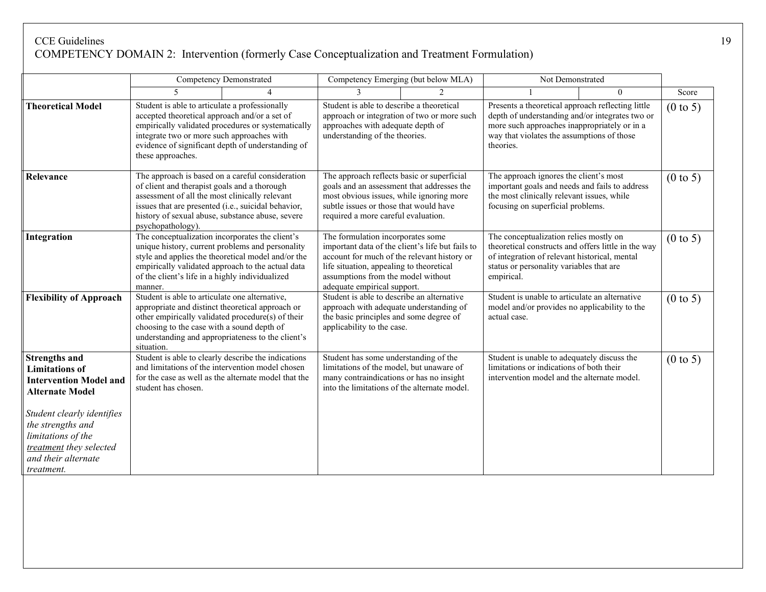CCE Guidelines

# COMPETENCY DOMAIN 2: Intervention (formerly Case Conceptualization and Treatment Formulation)

| | Competency Demonstrated | | Competency Emerging (but below MLA) | | Not Demonstrated | | |
|---|---|---|---|---|---|---|---|
| | 5 | 4 | 3 | 2 | 1 | 0 | Score |
| **Theoretical Model** | Student is able to articulate a professionally accepted theoretical approach and/or a set of empirically validated procedures or systematically integrate two or more such approaches with evidence of significant depth of understanding of these approaches. | | Student is able to describe a theoretical approach or integration of two or more such approaches with adequate depth of understanding of the theories. | | Presents a theoretical approach reflecting little depth of understanding and/or integrates two or more such approaches inappropriately or in a way that violates the assumptions of those theories. | | (0 to 5) |
| **Relevance** | The approach is based on a careful consideration of client and therapist goals and a thorough assessment of all the most clinically relevant issues that are presented (i.e., suicidal behavior, history of sexual abuse, substance abuse, severe psychopathology). | | The approach reflects basic or superficial goals and an assessment that addresses the most obvious issues, while ignoring more subtle issues or those that would have required a more careful evaluation. | | The approach ignores the client's most important goals and needs and fails to address the most clinically relevant issues, while focusing on superficial problems. | | (0 to 5) |
| **Integration** | The conceptualization incorporates the client's unique history, current problems and personality style and applies the theoretical model and/or the empirically validated approach to the actual data of the client's life in a highly individualized manner. | | The formulation incorporates some important data of the client's life but fails to account for much of the relevant history or life situation, appealing to theoretical assumptions from the model without adequate empirical support. | | The conceptualization relies mostly on theoretical constructs and offers little in the way of integration of relevant historical, mental status or personality variables that are empirical. | | (0 to 5) |
| **Flexibility of Approach** | Student is able to articulate one alternative, appropriate and distinct theoretical approach or other empirically validated procedure(s) of their choosing to the case with a sound depth of understanding and appropriateness to the client's situation. | | Student is able to describe an alternative approach with adequate understanding of the basic principles and some degree of applicability to the case. | | Student is unable to articulate an alternative model and/or provides no applicability to the actual case. | | (0 to 5) |
| **Strengths and Limitations of Intervention Model and Alternate Model**<br><br>*Student clearly identifies the strengths and limitations of the* ***treatment*** *they selected and their alternate treatment.* | Student is able to clearly describe the indications and limitations of the intervention model chosen for the case as well as the alternate model that the student has chosen. | | Student has some understanding of the limitations of the model, but unaware of many contraindications or has no insight into the limitations of the alternate model. | | Student is unable to adequately discuss the limitations or indications of both their intervention model and the alternate model. | | (0 to 5) |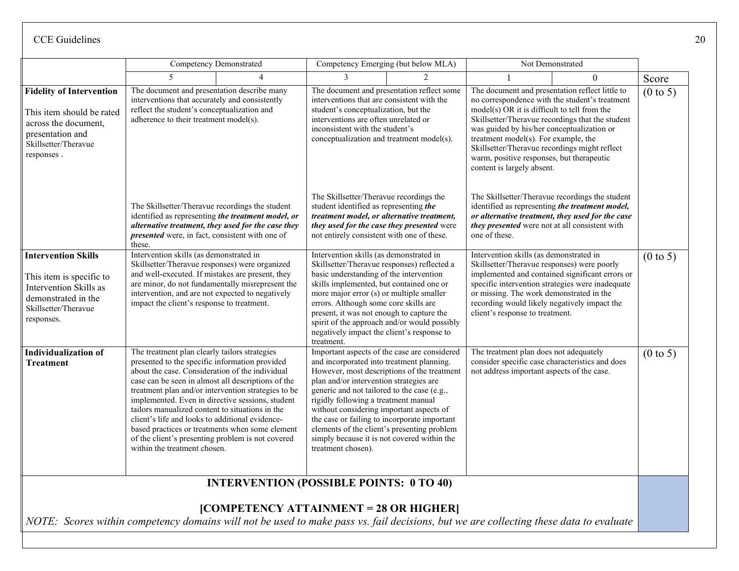| | Competency Demonstrated | | Competency Emerging (but below MLA) | | Not Demonstrated | | |
|---|---|---|---|---|---|---|---|
| | 5 | 4 | 3 | 2 | 1 | 0 | Score |
| **Fidelity of Intervention** This item should be rated across the document, presentation and Skillsetter/Theravue responses . | The document and presentation describe many interventions that accurately and consistently reflect the student's conceptualization and adherence to their treatment model(s). The Skillsetter/Theravue recordings the student identified as representing ***the treatment model, or alternative treatment, they used for the case they presented*** were, in fact, consistent with one of these. | | The document and presentation reflect some interventions that are consistent with the student's conceptualization, but the interventions are often unrelated or inconsistent with the student's conceptualization and treatment model(s). The Skillsetter/Theravue recordings the student identified as representing ***the treatment model, or alternative treatment, they used for the case they presented*** were not entirely consistent with one of these. | | The document and presentation reflect little to no correspondence with the student's treatment model(s) OR it is difficult to tell from the Skillsetter/Theravue recordings that the student was guided by his/her conceptualization or treatment model(s). For example, the Skillsetter/Theravue recordings might reflect warm, positive responses, but therapeutic content is largely absent. The Skillsetter/Theravue recordings the student identified as representing ***the treatment model, or alternative treatment, they used for the case they presented*** were not at all consistent with one of these. | | (0 to 5) |
| **Intervention Skills** This item is specific to Intervention Skills as demonstrated in the Skillsetter/Theravue responses. | Intervention skills (as demonstrated in Skillsetter/Theravue responses) were organized and well-executed. If mistakes are present, they are minor, do not fundamentally misrepresent the intervention, and are not expected to negatively impact the client's response to treatment. | | Intervention skills (as demonstrated in Skillsetter/Theravue responses) reflected a basic understanding of the intervention skills implemented, but contained one or more major error (s) or multiple smaller errors. Although some core skills are present, it was not enough to capture the spirit of the approach and/or would possibly negatively impact the client's response to treatment. | | Intervention skills (as demonstrated in Skillsetter/Theravue responses) were poorly implemented and contained significant errors or specific intervention strategies were inadequate or missing. The work demonstrated in the recording would likely negatively impact the client's response to treatment. | | (0 to 5) |
| **Individualization of Treatment** | The treatment plan clearly tailors strategies presented to the specific information provided about the case. Consideration of the individual case can be seen in almost all descriptions of the treatment plan and/or intervention strategies to be implemented. Even in directive sessions, student tailors manualized content to situations in the client's life and looks to additional evidence-based practices or treatments when some element of the client's presenting problem is not covered within the treatment chosen. | | Important aspects of the case are considered and incorporated into treatment planning. However, most descriptions of the treatment plan and/or intervention strategies are generic and not tailored to the case (e.g., rigidly following a treatment manual without considering important aspects of the case or failing to incorporate important elements of the client's presenting problem simply because it is not covered within the treatment chosen). | | The treatment plan does not adequately consider specific case characteristics and does not address important aspects of the case. | | (0 to 5) |
| **INTERVENTION (POSSIBLE POINTS: 0 TO 40)** **[COMPETENCY ATTAINMENT = 28 OR HIGHER]** *NOTE: Scores within competency domains will not be used to make pass vs. fail decisions, but we are collecting these data to evaluate* | | | | | | | |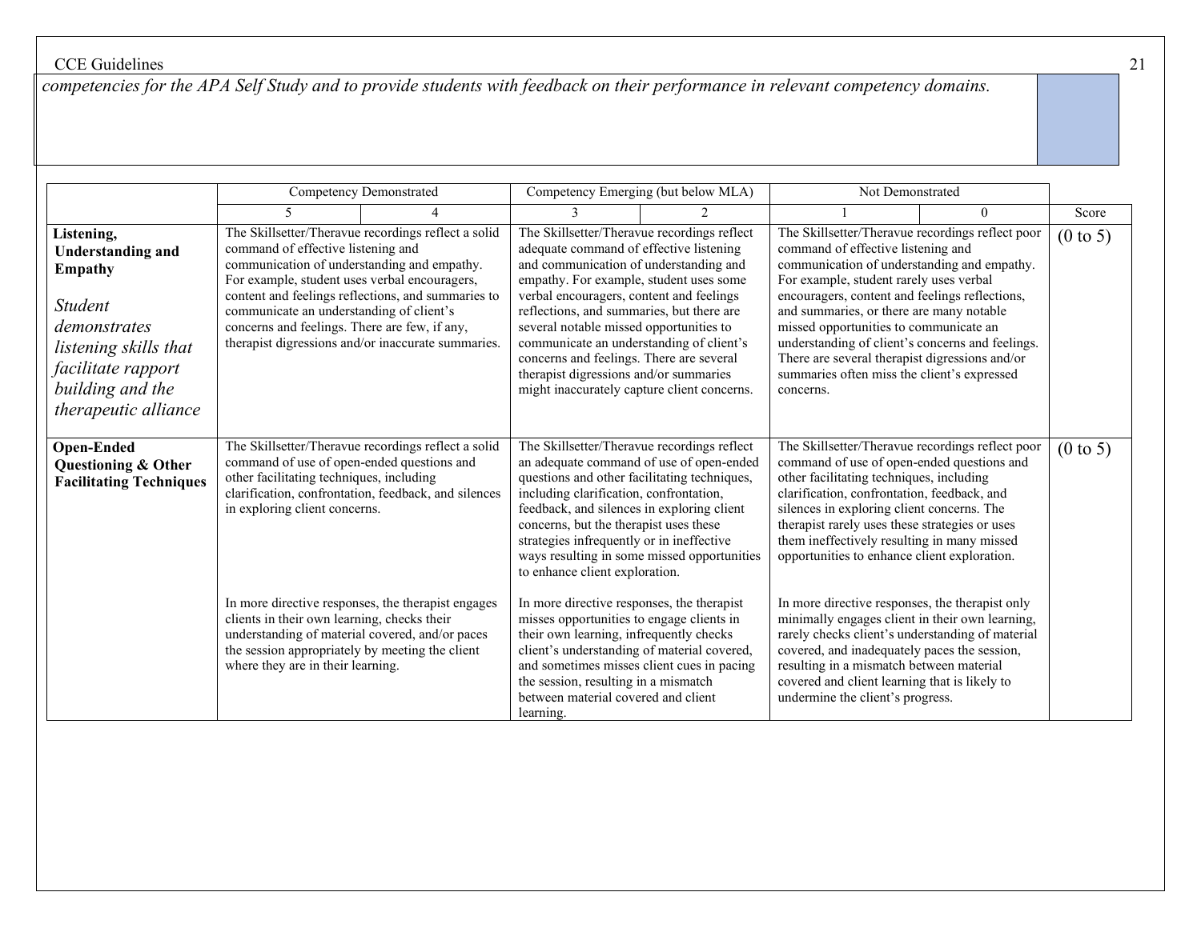*competencies for the APA Self Study and to provide students with feedback on their performance in relevant competency domains.*

| | Competency Demonstrated | | Competency Emerging (but below MLA) | | Not Demonstrated | | |
|---|---|---|---|---|---|---|---|
| | 5 | 4 | 3 | 2 | 1 | 0 | Score |
| **Listening, Understanding and Empathy** *Student demonstrates listening skills that facilitate rapport building and the therapeutic alliance* | The Skillsetter/Theravue recordings reflect a solid command of effective listening and communication of understanding and empathy. For example, student uses verbal encouragers, content and feelings reflections, and summaries to communicate an understanding of client's concerns and feelings. There are few, if any, therapist digressions and/or inaccurate summaries. | | The Skillsetter/Theravue recordings reflect adequate command of effective listening and communication of understanding and empathy. For example, student uses some verbal encouragers, content and feelings reflections, and summaries, but there are several notable missed opportunities to communicate an understanding of client's concerns and feelings. There are several therapist digressions and/or summaries might inaccurately capture client concerns. | | The Skillsetter/Theravue recordings reflect poor command of effective listening and communication of understanding and empathy. For example, student rarely uses verbal encouragers, content and feelings reflections, and summaries, or there are many notable missed opportunities to communicate an understanding of client's concerns and feelings. There are several therapist digressions and/or summaries often miss the client's expressed concerns. | | (0 to 5) |
| **Open-Ended Questioning & Other Facilitating Techniques** | The Skillsetter/Theravue recordings reflect a solid command of use of open-ended questions and other facilitating techniques, including clarification, confrontation, feedback, and silences in exploring client concerns.<br><br>In more directive responses, the therapist engages clients in their own learning, checks their understanding of material covered, and/or paces the session appropriately by meeting the client where they are in their learning. | | The Skillsetter/Theravue recordings reflect an adequate command of use of open-ended questions and other facilitating techniques, including clarification, confrontation, feedback, and silences in exploring client concerns, but the therapist uses these strategies infrequently or in ineffective ways resulting in some missed opportunities to enhance client exploration.<br><br>In more directive responses, the therapist misses opportunities to engage clients in their own learning, infrequently checks client's understanding of material covered, and sometimes misses client cues in pacing the session, resulting in a mismatch between material covered and client learning. | | The Skillsetter/Theravue recordings reflect poor command of use of open-ended questions and other facilitating techniques, including clarification, confrontation, feedback, and silences in exploring client concerns. The therapist rarely uses these strategies or uses them ineffectively resulting in many missed opportunities to enhance client exploration.<br><br>In more directive responses, the therapist only minimally engages client in their own learning, rarely checks client's understanding of material covered, and inadequately paces the session, resulting in a mismatch between material covered and client learning that is likely to undermine the client's progress. | | (0 to 5) |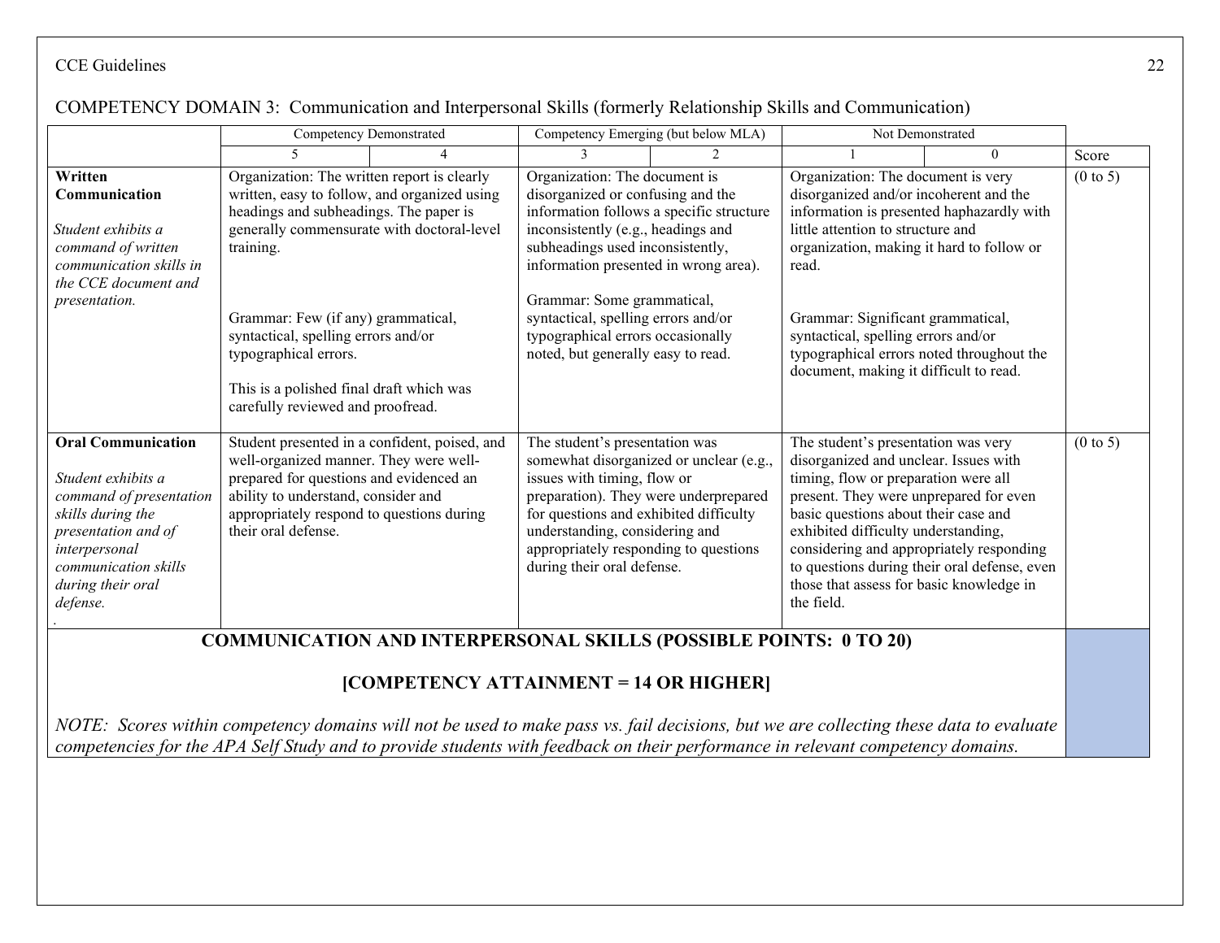COMPETENCY DOMAIN 3: Communication and Interpersonal Skills (formerly Relationship Skills and Communication)

| | Competency Demonstrated | | Competency Emerging (but below MLA) | | Not Demonstrated | | |
|---|---|---|---|---|---|---|---|
| | 5 | 4 | 3 | 2 | 1 | 0 | Score |
| **Written Communication**<br><br>*Student exhibits a command of written communication skills in the CCE document and presentation.* | Organization: The written report is clearly written, easy to follow, and organized using headings and subheadings. The paper is generally commensurate with doctoral-level training.<br><br>Grammar: Few (if any) grammatical, syntactical, spelling errors and/or typographical errors.<br><br>This is a polished final draft which was carefully reviewed and proofread. | | Organization: The document is disorganized or confusing and the information follows a specific structure inconsistently (e.g., headings and subheadings used inconsistently, information presented in wrong area).<br><br>Grammar: Some grammatical, syntactical, spelling errors and/or typographical errors occasionally noted, but generally easy to read. | | Organization: The document is very disorganized and/or incoherent and the information is presented haphazardly with little attention to structure and organization, making it hard to follow or read.<br><br>Grammar: Significant grammatical, syntactical, spelling errors and/or typographical errors noted throughout the document, making it difficult to read. | | (0 to 5) |
| **Oral Communication**<br><br>*Student exhibits a command of presentation skills during the presentation and of interpersonal communication skills during their oral defense.* | Student presented in a confident, poised, and well-organized manner. They were well-prepared for questions and evidenced an ability to understand, consider and appropriately respond to questions during their oral defense. | | The student's presentation was somewhat disorganized or unclear (e.g., issues with timing, flow or preparation). They were underprepared for questions and exhibited difficulty understanding, considering and appropriately responding to questions during their oral defense. | | The student's presentation was very disorganized and unclear. Issues with timing, flow or preparation were all present. They were unprepared for even basic questions about their case and exhibited difficulty understanding, considering and appropriately responding to questions during their oral defense, even those that assess for basic knowledge in the field. | | (0 to 5) |
| **COMMUNICATION AND INTERPERSONAL SKILLS (POSSIBLE POINTS: 0 TO 20)**<br><br>**[COMPETENCY ATTAINMENT = 14 OR HIGHER]**<br><br>*NOTE: Scores within competency domains will not be used to make pass vs. fail decisions, but we are collecting these data to evaluate competencies for the APA Self Study and to provide students with feedback on their performance in relevant competency domains.* | | | | | | | |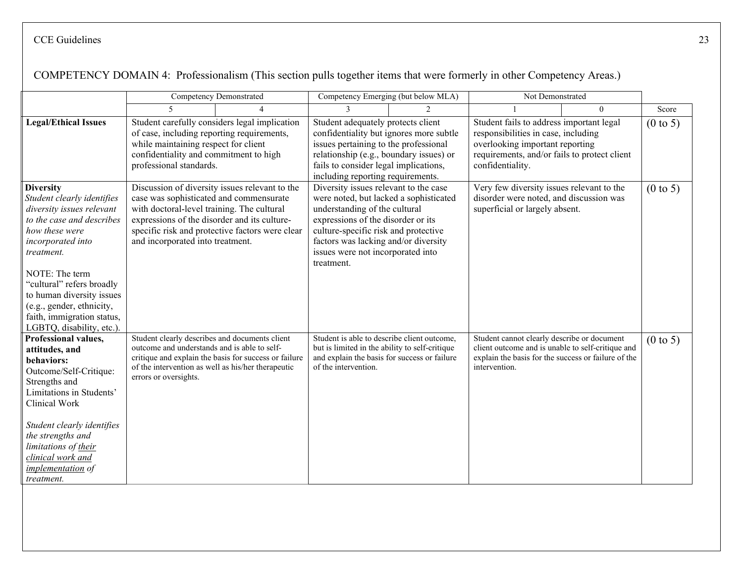## COMPETENCY DOMAIN 4: Professionalism (This section pulls together items that were formerly in other Competency Areas.)

| | Competency Demonstrated | | Competency Emerging (but below MLA) | | Not Demonstrated | | |
|---|---|---|---|---|---|---|---|
| | 5 | 4 | 3 | 2 | 1 | 0 | Score |
| **Legal/Ethical Issues** | Student carefully considers legal implication of case, including reporting requirements, while maintaining respect for client confidentiality and commitment to high professional standards. | | Student adequately protects client confidentiality but ignores more subtle issues pertaining to the professional relationship (e.g., boundary issues) or fails to consider legal implications, including reporting requirements. | | Student fails to address important legal responsibilities in case, including overlooking important reporting requirements, and/or fails to protect client confidentiality. | | (0 to 5) |
| **Diversity** *Student clearly identifies diversity issues relevant to the case and describes how these were incorporated into treatment.* NOTE: The term "cultural" refers broadly to human diversity issues (e.g., gender, ethnicity, faith, immigration status, LGBTQ, disability, etc.). | Discussion of diversity issues relevant to the case was sophisticated and commensurate with doctoral-level training. The cultural expressions of the disorder and its culture-specific risk and protective factors were clear and incorporated into treatment. | | Diversity issues relevant to the case were noted, but lacked a sophisticated understanding of the cultural expressions of the disorder or its culture-specific risk and protective factors was lacking and/or diversity issues were not incorporated into treatment. | | Very few diversity issues relevant to the disorder were noted, and discussion was superficial or largely absent. | | (0 to 5) |
| **Professional values, attitudes, and behaviors:** Outcome/Self-Critique: Strengths and Limitations in Students' Clinical Work *Student clearly identifies the strengths and limitations of their clinical work and implementation of treatment.* | Student clearly describes and documents client outcome and understands and is able to self-critique and explain the basis for success or failure of the intervention as well as his/her therapeutic errors or oversights. | | Student is able to describe client outcome, but is limited in the ability to self-critique and explain the basis for success or failure of the intervention. | | Student cannot clearly describe or document client outcome and is unable to self-critique and explain the basis for the success or failure of the intervention. | | (0 to 5) |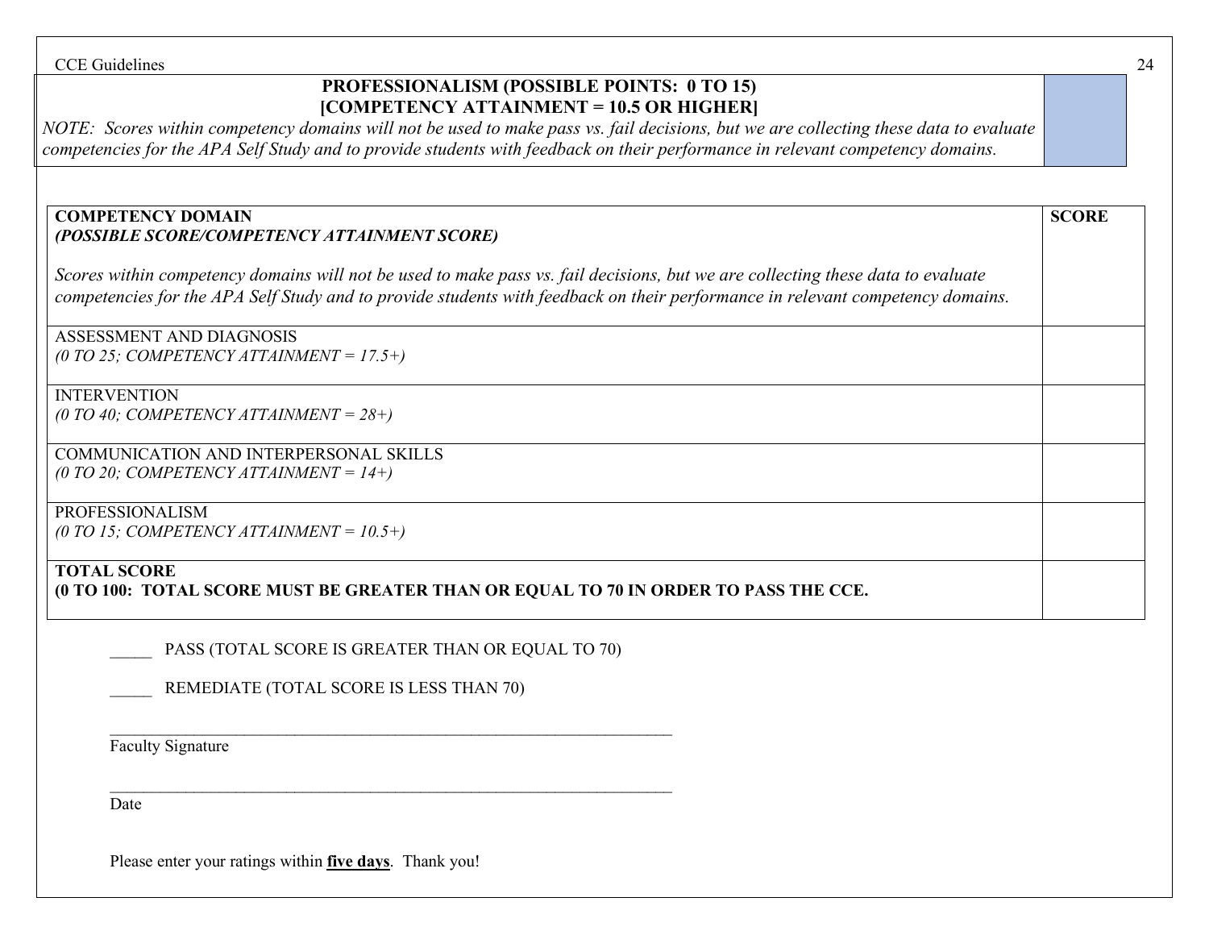| **PROFESSIONALISM (POSSIBLE POINTS: 0 TO 15)** **[COMPETENCY ATTAINMENT = 10.5 OR HIGHER]** *NOTE: Scores within competency domains will not be used to make pass vs. fail decisions, but we are collecting these data to evaluate competencies for the APA Self Study and to provide students with feedback on their performance in relevant competency domains.* | |
|---|---|

| **COMPETENCY DOMAIN** ***(POSSIBLE SCORE/COMPETENCY ATTAINMENT SCORE)*** *Scores within competency domains will not be used to make pass vs. fail decisions, but we are collecting these data to evaluate competencies for the APA Self Study and to provide students with feedback on their performance in relevant competency domains.* | **SCORE** |
|---|---|
| ASSESSMENT AND DIAGNOSIS *(0 TO 25; COMPETENCY ATTAINMENT = 17.5+)* | |
| INTERVENTION *(0 TO 40; COMPETENCY ATTAINMENT = 28+)* | |
| COMMUNICATION AND INTERPERSONAL SKILLS *(0 TO 20; COMPETENCY ATTAINMENT = 14+)* | |
| PROFESSIONALISM *(0 TO 15; COMPETENCY ATTAINMENT = 10.5+)* | |
| **TOTAL SCORE** **(0 TO 100: TOTAL SCORE MUST BE GREATER THAN OR EQUAL TO 70 IN ORDER TO PASS THE CCE.** | |

_____ PASS (TOTAL SCORE IS GREATER THAN OR EQUAL TO 70)

_____ REMEDIATE (TOTAL SCORE IS LESS THAN 70)

_______________________________________________________________________
Faculty Signature

_______________________________________________________________________
Date

Please enter your ratings within **<u>five days</u>**. Thank you!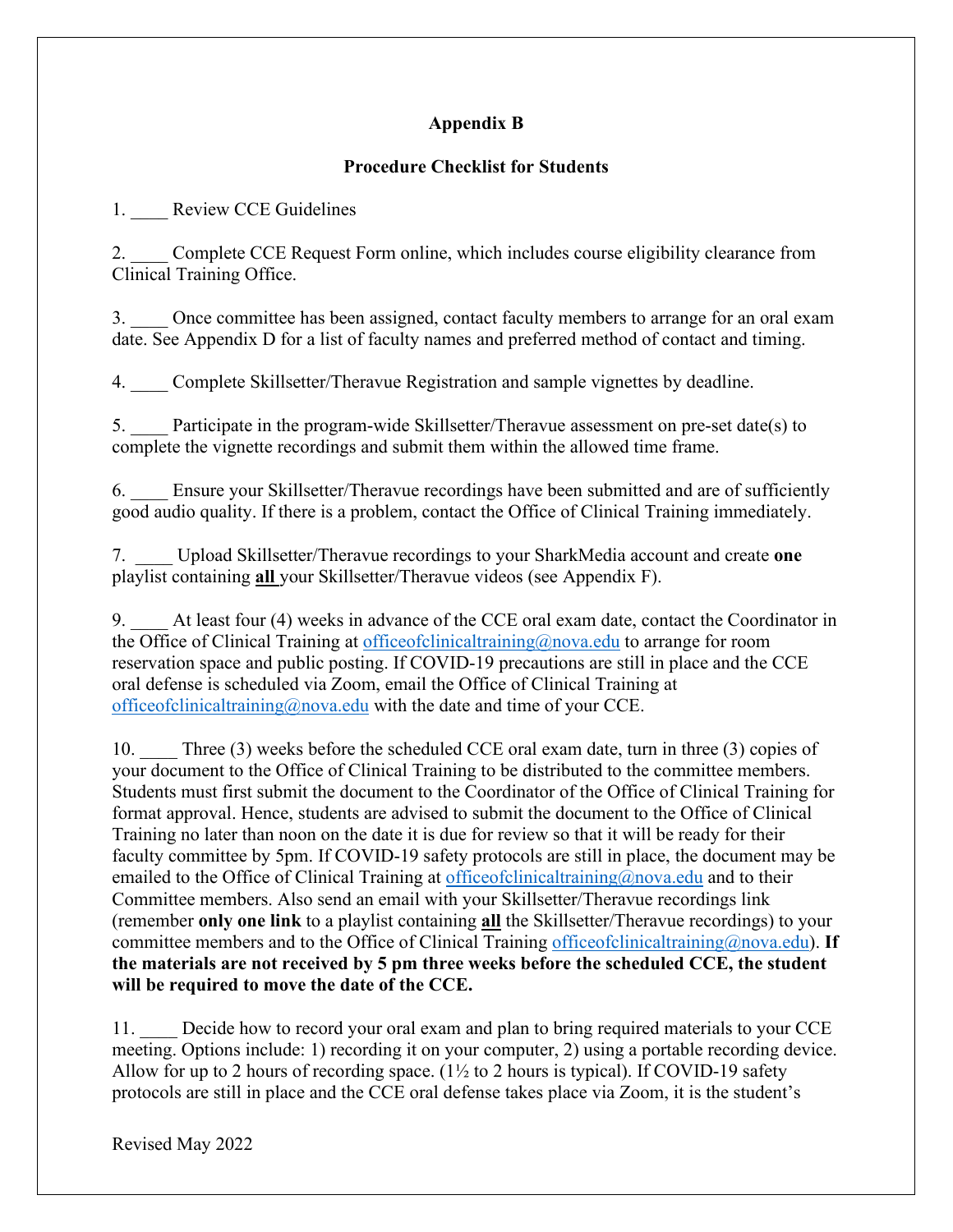# Appendix B

## Procedure Checklist for Students

1. ____ Review CCE Guidelines

2. ____ Complete CCE Request Form online, which includes course eligibility clearance from Clinical Training Office.

3. ____ Once committee has been assigned, contact faculty members to arrange for an oral exam date. See Appendix D for a list of faculty names and preferred method of contact and timing.

4. ____ Complete Skillsetter/Theravue Registration and sample vignettes by deadline.

5. ____ Participate in the program-wide Skillsetter/Theravue assessment on pre-set date(s) to complete the vignette recordings and submit them within the allowed time frame.

6. ____ Ensure your Skillsetter/Theravue recordings have been submitted and are of sufficiently good audio quality. If there is a problem, contact the Office of Clinical Training immediately.

7. ____ Upload Skillsetter/Theravue recordings to your SharkMedia account and create **one** playlist containing **all** your Skillsetter/Theravue videos (see Appendix F).

9. ____ At least four (4) weeks in advance of the CCE oral exam date, contact the Coordinator in the Office of Clinical Training at officeofclinicaltraining@nova.edu to arrange for room reservation space and public posting. If COVID-19 precautions are still in place and the CCE oral defense is scheduled via Zoom, email the Office of Clinical Training at officeofclinicaltraining@nova.edu with the date and time of your CCE.

10. ____ Three (3) weeks before the scheduled CCE oral exam date, turn in three (3) copies of your document to the Office of Clinical Training to be distributed to the committee members. Students must first submit the document to the Coordinator of the Office of Clinical Training for format approval. Hence, students are advised to submit the document to the Office of Clinical Training no later than noon on the date it is due for review so that it will be ready for their faculty committee by 5pm. If COVID-19 safety protocols are still in place, the document may be emailed to the Office of Clinical Training at officeofclinicaltraining@nova.edu and to their Committee members. Also send an email with your Skillsetter/Theravue recordings link (remember **only one link** to a playlist containing **all** the Skillsetter/Theravue recordings) to your committee members and to the Office of Clinical Training officeofclinicaltraining@nova.edu). **If the materials are not received by 5 pm three weeks before the scheduled CCE, the student will be required to move the date of the CCE.**

11. ____ Decide how to record your oral exam and plan to bring required materials to your CCE meeting. Options include: 1) recording it on your computer, 2) using a portable recording device. Allow for up to 2 hours of recording space. (1½ to 2 hours is typical). If COVID-19 safety protocols are still in place and the CCE oral defense takes place via Zoom, it is the student's

Revised May 2022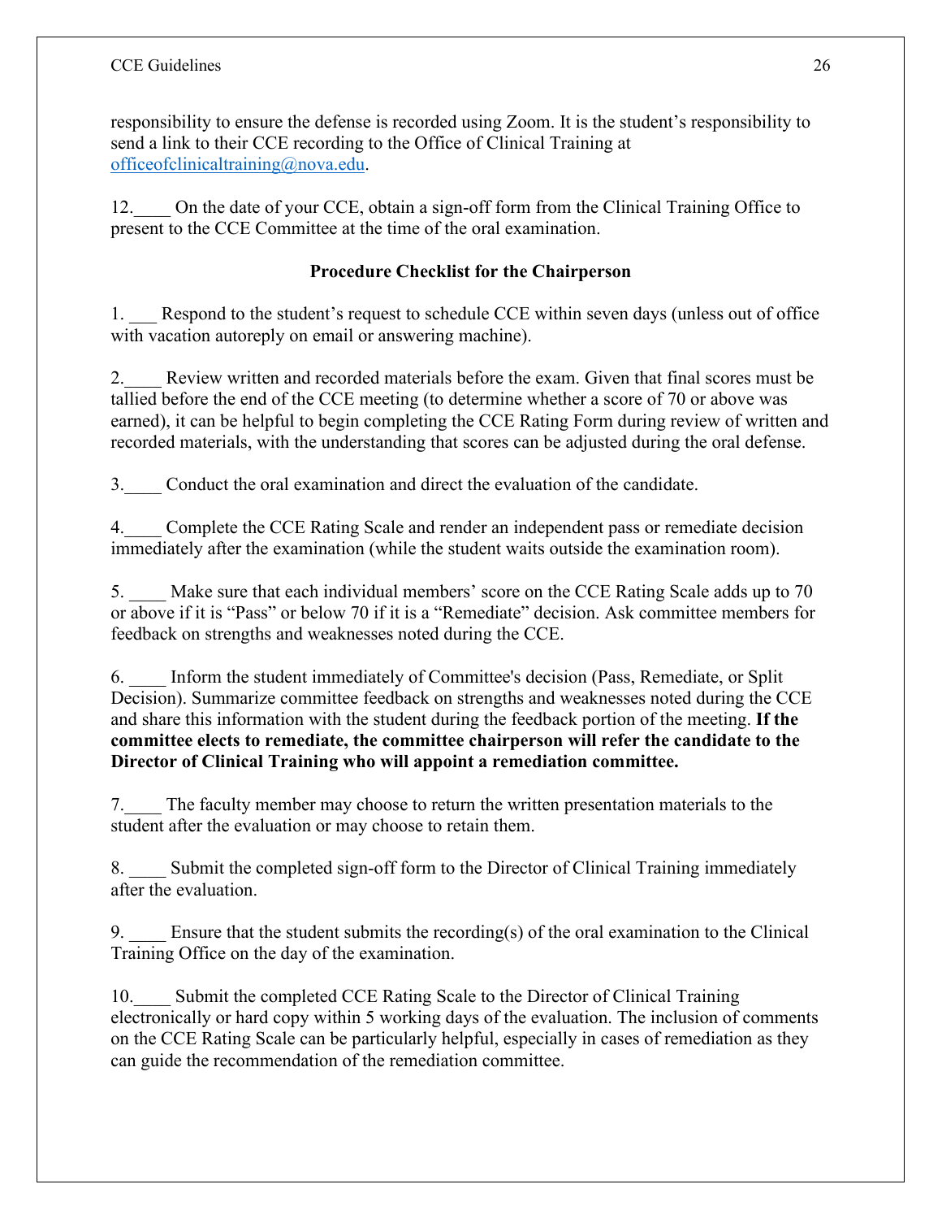responsibility to ensure the defense is recorded using Zoom. It is the student's responsibility to send a link to their CCE recording to the Office of Clinical Training at officeofclinicaltraining@nova.edu.

12.____ On the date of your CCE, obtain a sign-off form from the Clinical Training Office to present to the CCE Committee at the time of the oral examination.

**Procedure Checklist for the Chairperson**

1. ___ Respond to the student's request to schedule CCE within seven days (unless out of office with vacation autoreply on email or answering machine).

2.____ Review written and recorded materials before the exam. Given that final scores must be tallied before the end of the CCE meeting (to determine whether a score of 70 or above was earned), it can be helpful to begin completing the CCE Rating Form during review of written and recorded materials, with the understanding that scores can be adjusted during the oral defense.

3.____ Conduct the oral examination and direct the evaluation of the candidate.

4.____ Complete the CCE Rating Scale and render an independent pass or remediate decision immediately after the examination (while the student waits outside the examination room).

5. ____ Make sure that each individual members' score on the CCE Rating Scale adds up to 70 or above if it is "Pass" or below 70 if it is a "Remediate" decision. Ask committee members for feedback on strengths and weaknesses noted during the CCE.

6. ____ Inform the student immediately of Committee's decision (Pass, Remediate, or Split Decision). Summarize committee feedback on strengths and weaknesses noted during the CCE and share this information with the student during the feedback portion of the meeting. **If the committee elects to remediate, the committee chairperson will refer the candidate to the Director of Clinical Training who will appoint a remediation committee.**

7.____ The faculty member may choose to return the written presentation materials to the student after the evaluation or may choose to retain them.

8. ____ Submit the completed sign-off form to the Director of Clinical Training immediately after the evaluation.

9. ____ Ensure that the student submits the recording(s) of the oral examination to the Clinical Training Office on the day of the examination.

10.____ Submit the completed CCE Rating Scale to the Director of Clinical Training electronically or hard copy within 5 working days of the evaluation. The inclusion of comments on the CCE Rating Scale can be particularly helpful, especially in cases of remediation as they can guide the recommendation of the remediation committee.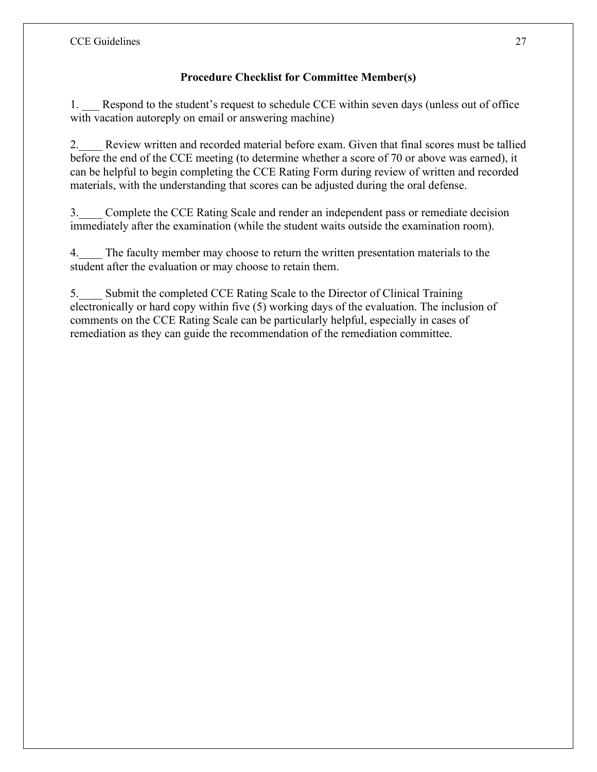## Procedure Checklist for Committee Member(s)

1. ___ Respond to the student's request to schedule CCE within seven days (unless out of office with vacation autoreply on email or answering machine)

2.____ Review written and recorded material before exam. Given that final scores must be tallied before the end of the CCE meeting (to determine whether a score of 70 or above was earned), it can be helpful to begin completing the CCE Rating Form during review of written and recorded materials, with the understanding that scores can be adjusted during the oral defense.

3.____ Complete the CCE Rating Scale and render an independent pass or remediate decision immediately after the examination (while the student waits outside the examination room).

4.____ The faculty member may choose to return the written presentation materials to the student after the evaluation or may choose to retain them.

5.____ Submit the completed CCE Rating Scale to the Director of Clinical Training electronically or hard copy within five (5) working days of the evaluation. The inclusion of comments on the CCE Rating Scale can be particularly helpful, especially in cases of remediation as they can guide the recommendation of the remediation committee.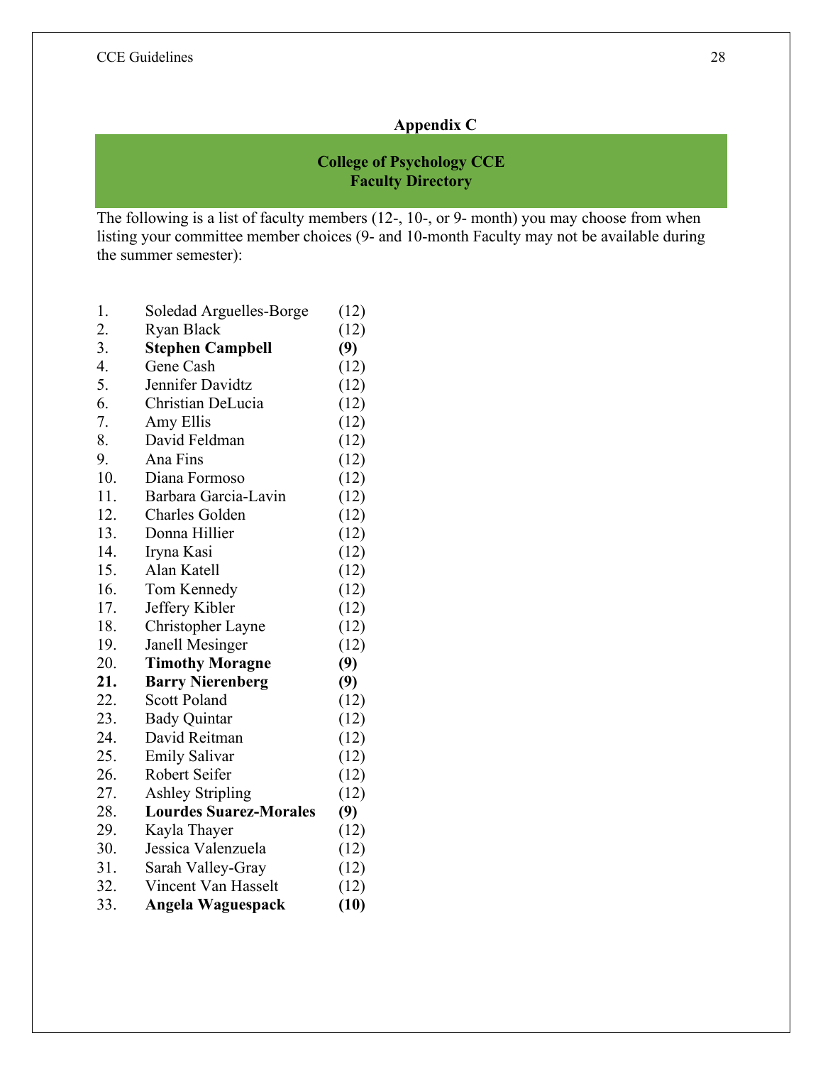**Appendix C**

## College of Psychology CCE
## Faculty Directory

The following is a list of faculty members (12-, 10-, or 9- month) you may choose from when listing your committee member choices (9- and 10-month Faculty may not be available during the summer semester):

1. Soledad Arguelles-Borge (12)
2. Ryan Black (12)
3. **Stephen Campbell (9)**
4. Gene Cash (12)
5. Jennifer Davidtz (12)
6. Christian DeLucia (12)
7. Amy Ellis (12)
8. David Feldman (12)
9. Ana Fins (12)
10. Diana Formoso (12)
11. Barbara Garcia-Lavin (12)
12. Charles Golden (12)
13. Donna Hillier (12)
14. Iryna Kasi (12)
15. Alan Katell (12)
16. Tom Kennedy (12)
17. Jeffery Kibler (12)
18. Christopher Layne (12)
19. Janell Mesinger (12)
20. **Timothy Moragne (9)**
21. **Barry Nierenberg (9)**
22. Scott Poland (12)
23. Bady Quintar (12)
24. David Reitman (12)
25. Emily Salivar (12)
26. Robert Seifer (12)
27. Ashley Stripling (12)
28. **Lourdes Suarez-Morales (9)**
29. Kayla Thayer (12)
30. Jessica Valenzuela (12)
31. Sarah Valley-Gray (12)
32. Vincent Van Hasselt (12)
33. **Angela Waguespack (10)**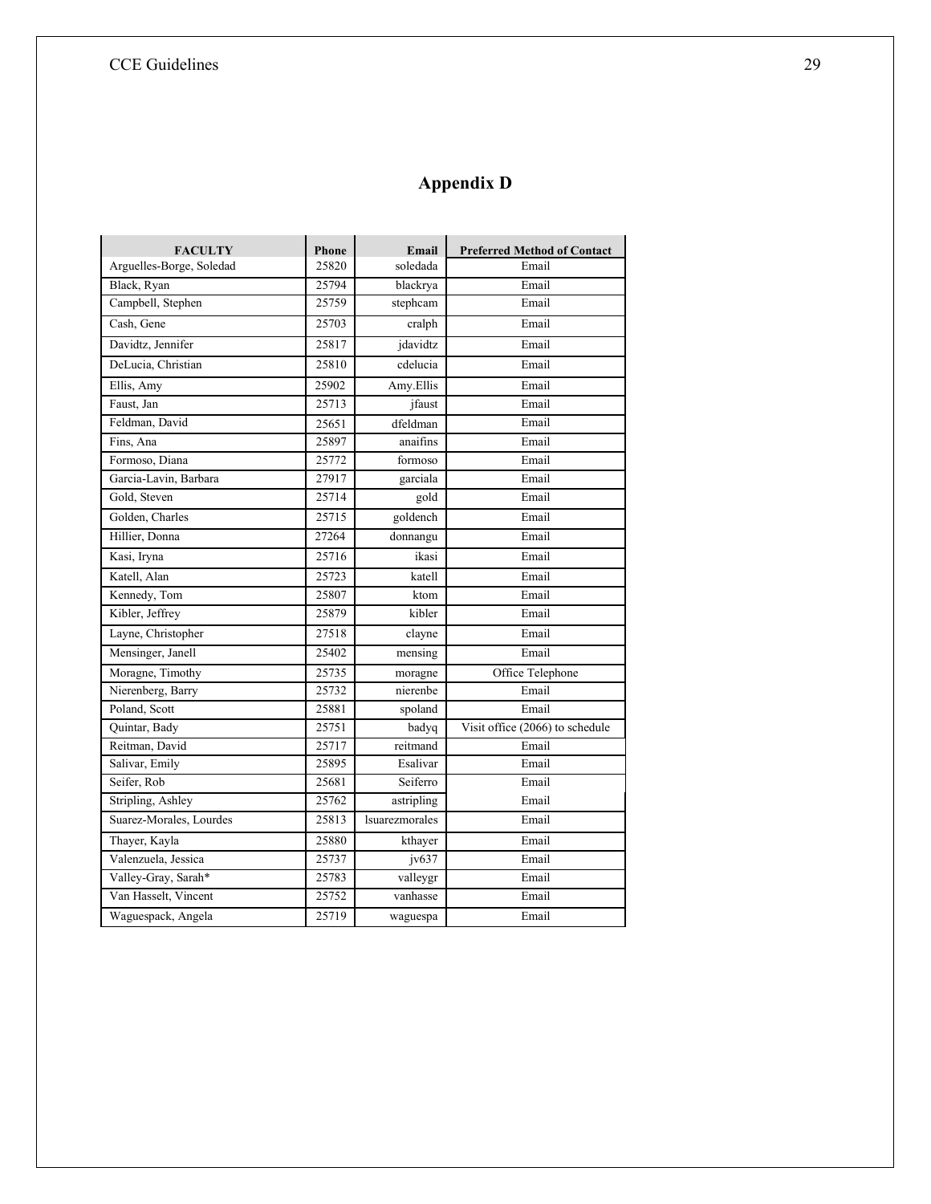# Appendix D

| FACULTY | Phone | Email | Preferred Method of Contact |
|---|---|---|---|
| Arguelles-Borge, Soledad | 25820 | soledada | Email |
| Black, Ryan | 25794 | blackrya | Email |
| Campbell, Stephen | 25759 | stephcam | Email |
| Cash, Gene | 25703 | cralph | Email |
| Davidtz, Jennifer | 25817 | jdavidtz | Email |
| DeLucia, Christian | 25810 | cdelucia | Email |
| Ellis, Amy | 25902 | Amy.Ellis | Email |
| Faust, Jan | 25713 | jfaust | Email |
| Feldman, David | 25651 | dfeldman | Email |
| Fins, Ana | 25897 | anaifins | Email |
| Formoso, Diana | 25772 | formoso | Email |
| Garcia-Lavin, Barbara | 27917 | garciala | Email |
| Gold, Steven | 25714 | gold | Email |
| Golden, Charles | 25715 | goldench | Email |
| Hillier, Donna | 27264 | donnangu | Email |
| Kasi, Iryna | 25716 | ikasi | Email |
| Katell, Alan | 25723 | katell | Email |
| Kennedy, Tom | 25807 | ktom | Email |
| Kibler, Jeffrey | 25879 | kibler | Email |
| Layne, Christopher | 27518 | clayne | Email |
| Mensinger, Janell | 25402 | mensing | Email |
| Moragne, Timothy | 25735 | moragne | Office Telephone |
| Nierenberg, Barry | 25732 | nierenbe | Email |
| Poland, Scott | 25881 | spoland | Email |
| Quintar, Bady | 25751 | badyq | Visit office (2066) to schedule |
| Reitman, David | 25717 | reitmand | Email |
| Salivar, Emily | 25895 | Esalivar | Email |
| Seifer, Rob | 25681 | Seiferro | Email |
| Stripling, Ashley | 25762 | astripling | Email |
| Suarez-Morales, Lourdes | 25813 | lsuarezmorales | Email |
| Thayer, Kayla | 25880 | kthayer | Email |
| Valenzuela, Jessica | 25737 | jv637 | Email |
| Valley-Gray, Sarah* | 25783 | valleygr | Email |
| Van Hasselt, Vincent | 25752 | vanhasse | Email |
| Waguespack, Angela | 25719 | waguespa | Email |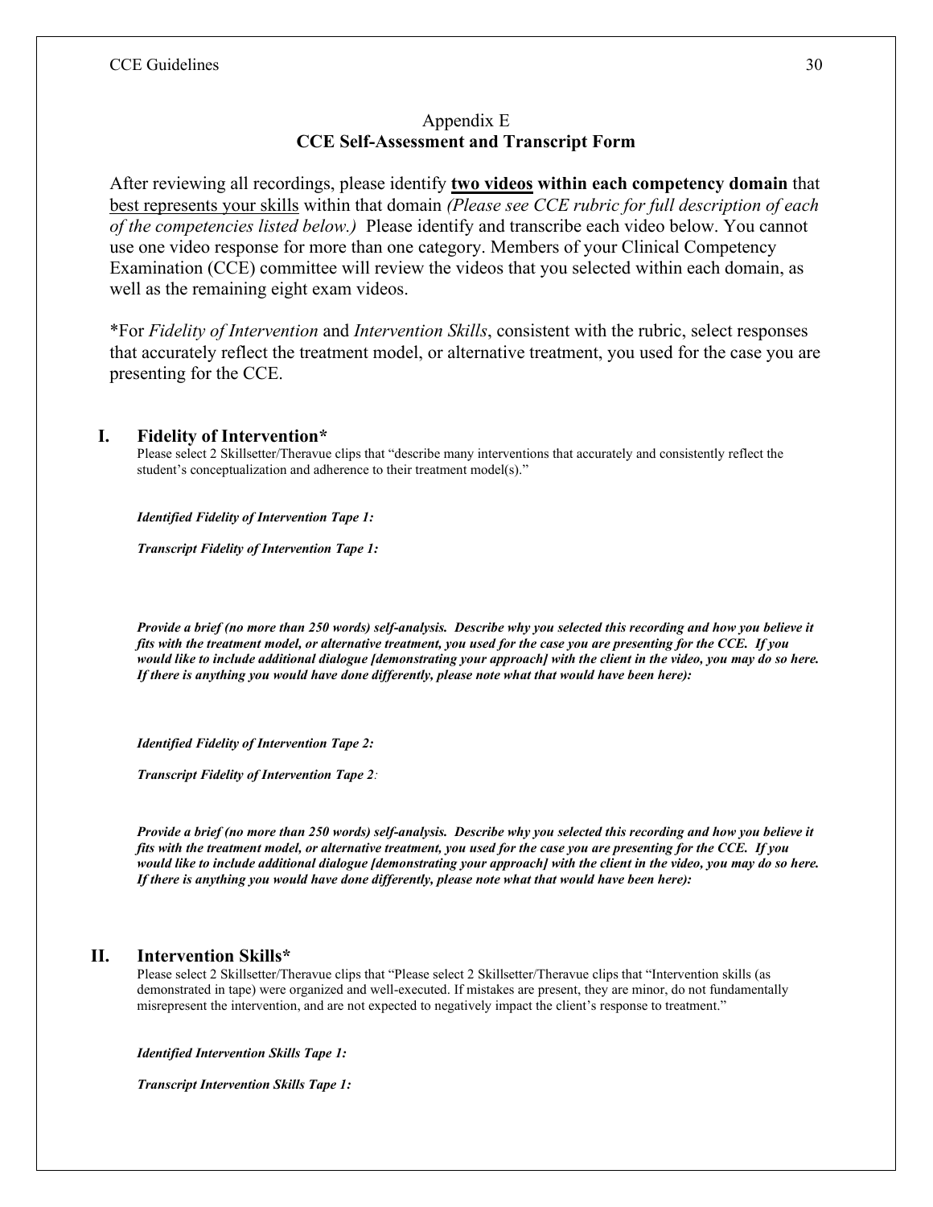## Appendix E
## CCE Self-Assessment and Transcript Form

After reviewing all recordings, please identify **<u>two videos</u> within each competency domain** that <u>best represents your skills</u> within that domain *(Please see CCE rubric for full description of each of the competencies listed below.)* Please identify and transcribe each video below. You cannot use one video response for more than one category. Members of your Clinical Competency Examination (CCE) committee will review the videos that you selected within each domain, as well as the remaining eight exam videos.

*For *Fidelity of Intervention* and *Intervention Skills*, consistent with the rubric, select responses that accurately reflect the treatment model, or alternative treatment, you used for the case you are presenting for the CCE.

### I. Fidelity of Intervention*

Please select 2 Skillsetter/Theravue clips that "describe many interventions that accurately and consistently reflect the student's conceptualization and adherence to their treatment model(s)."

***Identified Fidelity of Intervention Tape 1:***

***Transcript Fidelity of Intervention Tape 1:***

***Provide a brief (no more than 250 words) self-analysis. Describe why you selected this recording and how you believe it fits with the treatment model, or alternative treatment, you used for the case you are presenting for the CCE. If you would like to include additional dialogue [demonstrating your approach] with the client in the video, you may do so here. If there is anything you would have done differently, please note what that would have been here):***

***Identified Fidelity of Intervention Tape 2:***

***Transcript Fidelity of Intervention Tape 2:***

***Provide a brief (no more than 250 words) self-analysis. Describe why you selected this recording and how you believe it fits with the treatment model, or alternative treatment, you used for the case you are presenting for the CCE. If you would like to include additional dialogue [demonstrating your approach] with the client in the video, you may do so here. If there is anything you would have done differently, please note what that would have been here):***

### II. Intervention Skills*

Please select 2 Skillsetter/Theravue clips that "Please select 2 Skillsetter/Theravue clips that "Intervention skills (as demonstrated in tape) were organized and well-executed. If mistakes are present, they are minor, do not fundamentally misrepresent the intervention, and are not expected to negatively impact the client's response to treatment."

***Identified Intervention Skills Tape 1:***

***Transcript Intervention Skills Tape 1:***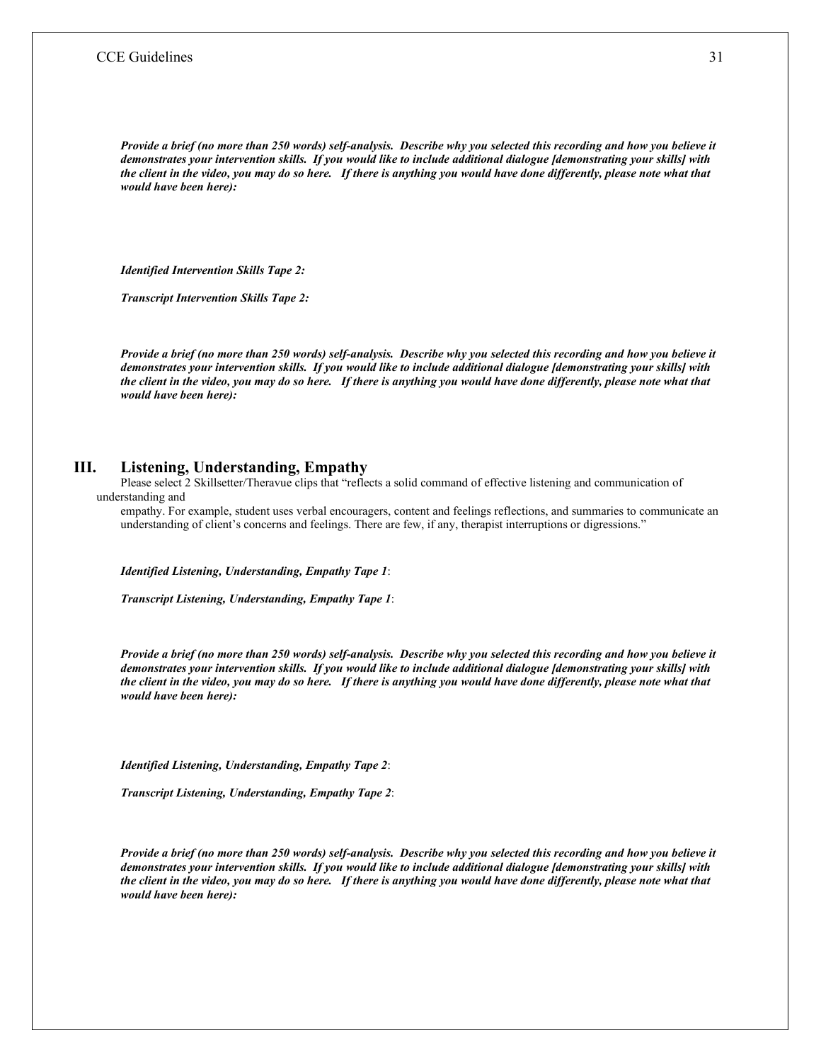***Provide a brief (no more than 250 words) self-analysis. Describe why you selected this recording and how you believe it demonstrates your intervention skills. If you would like to include additional dialogue [demonstrating your skills] with the client in the video, you may do so here. If there is anything you would have done differently, please note what that would have been here):***

***Identified Intervention Skills Tape 2:***

***Transcript Intervention Skills Tape 2:***

***Provide a brief (no more than 250 words) self-analysis. Describe why you selected this recording and how you believe it demonstrates your intervention skills. If you would like to include additional dialogue [demonstrating your skills] with the client in the video, you may do so here. If there is anything you would have done differently, please note what that would have been here):***

## III. Listening, Understanding, Empathy

Please select 2 Skillsetter/Theravue clips that "reflects a solid command of effective listening and communication of understanding and empathy. For example, student uses verbal encouragers, content and feelings reflections, and summaries to communicate an understanding of client's concerns and feelings. There are few, if any, therapist interruptions or digressions."

***Identified Listening, Understanding, Empathy Tape 1***:

***Transcript Listening, Understanding, Empathy Tape 1***:

***Provide a brief (no more than 250 words) self-analysis. Describe why you selected this recording and how you believe it demonstrates your intervention skills. If you would like to include additional dialogue [demonstrating your skills] with the client in the video, you may do so here. If there is anything you would have done differently, please note what that would have been here):***

***Identified Listening, Understanding, Empathy Tape 2***:

***Transcript Listening, Understanding, Empathy Tape 2***:

***Provide a brief (no more than 250 words) self-analysis. Describe why you selected this recording and how you believe it demonstrates your intervention skills. If you would like to include additional dialogue [demonstrating your skills] with the client in the video, you may do so here. If there is anything you would have done differently, please note what that would have been here):***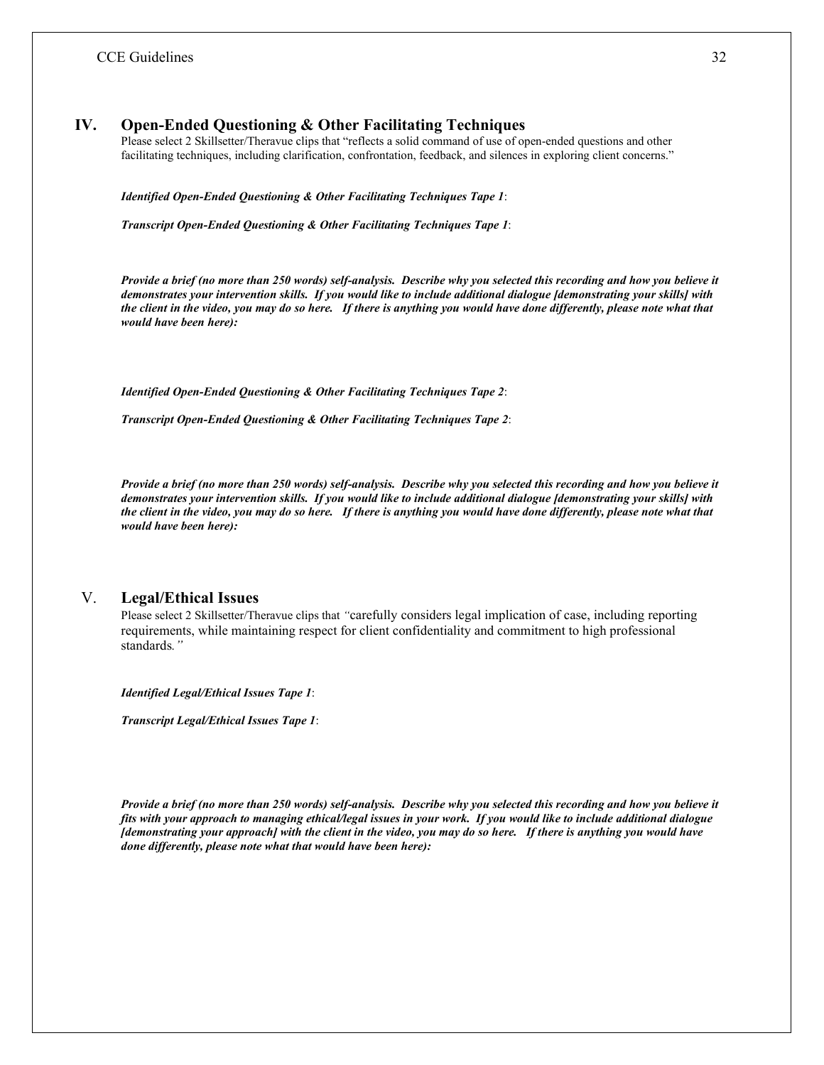## IV. Open-Ended Questioning & Other Facilitating Techniques

Please select 2 Skillsetter/Theravue clips that "reflects a solid command of use of open-ended questions and other facilitating techniques, including clarification, confrontation, feedback, and silences in exploring client concerns."

***Identified Open-Ended Questioning & Other Facilitating Techniques Tape 1***:

***Transcript Open-Ended Questioning & Other Facilitating Techniques Tape 1***:

***Provide a brief (no more than 250 words) self-analysis. Describe why you selected this recording and how you believe it demonstrates your intervention skills. If you would like to include additional dialogue [demonstrating your skills] with the client in the video, you may do so here. If there is anything you would have done differently, please note what that would have been here):***

***Identified Open-Ended Questioning & Other Facilitating Techniques Tape 2***:

***Transcript Open-Ended Questioning & Other Facilitating Techniques Tape 2***:

***Provide a brief (no more than 250 words) self-analysis. Describe why you selected this recording and how you believe it demonstrates your intervention skills. If you would like to include additional dialogue [demonstrating your skills] with the client in the video, you may do so here. If there is anything you would have done differently, please note what that would have been here):***

## V. Legal/Ethical Issues

Please select 2 Skillsetter/Theravue clips that *"*carefully considers legal implication of case, including reporting requirements, while maintaining respect for client confidentiality and commitment to high professional standards*."*

***Identified Legal/Ethical Issues Tape 1***:

***Transcript Legal/Ethical Issues Tape 1***:

***Provide a brief (no more than 250 words) self-analysis. Describe why you selected this recording and how you believe it fits with your approach to managing ethical/legal issues in your work. If you would like to include additional dialogue [demonstrating your approach] with the client in the video, you may do so here. If there is anything you would have done differently, please note what that would have been here):***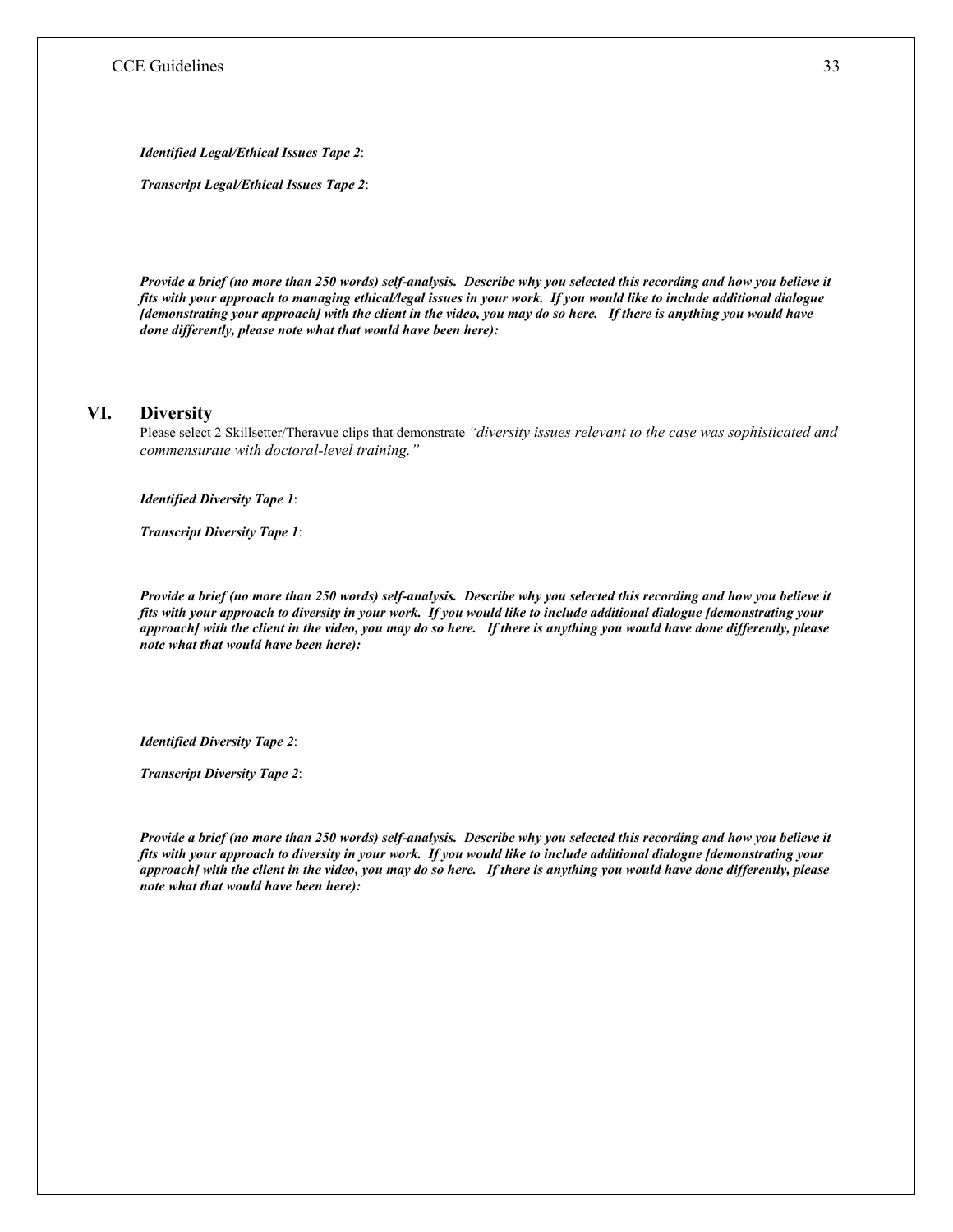***Identified Legal/Ethical Issues Tape 2***:

***Transcript Legal/Ethical Issues Tape 2***:

***Provide a brief (no more than 250 words) self-analysis. Describe why you selected this recording and how you believe it fits with your approach to managing ethical/legal issues in your work. If you would like to include additional dialogue [demonstrating your approach] with the client in the video, you may do so here. If there is anything you would have done differently, please note what that would have been here):***

## VI. Diversity

Please select 2 Skillsetter/Theravue clips that demonstrate *"diversity issues relevant to the case was sophisticated and commensurate with doctoral-level training."*

***Identified Diversity Tape 1***:

***Transcript Diversity Tape 1***:

***Provide a brief (no more than 250 words) self-analysis. Describe why you selected this recording and how you believe it fits with your approach to diversity in your work. If you would like to include additional dialogue [demonstrating your approach] with the client in the video, you may do so here. If there is anything you would have done differently, please note what that would have been here):***

***Identified Diversity Tape 2***:

***Transcript Diversity Tape 2***:

***Provide a brief (no more than 250 words) self-analysis. Describe why you selected this recording and how you believe it fits with your approach to diversity in your work. If you would like to include additional dialogue [demonstrating your approach] with the client in the video, you may do so here. If there is anything you would have done differently, please note what that would have been here):***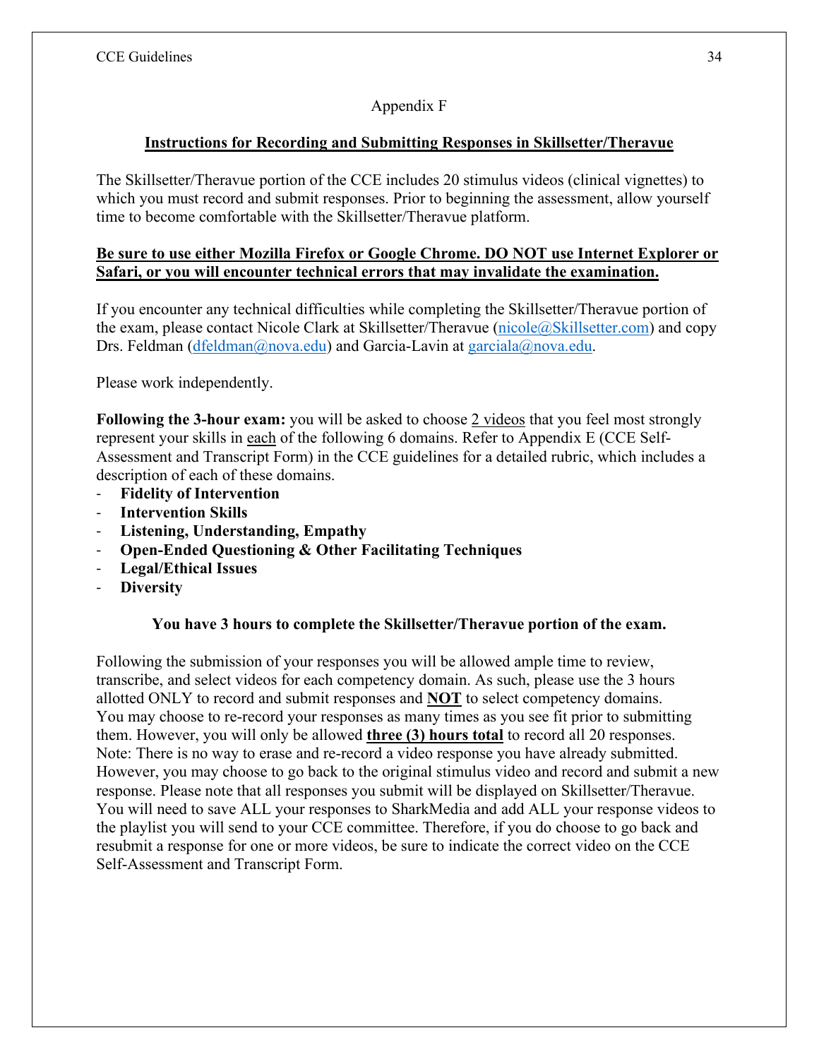## Appendix F

### Instructions for Recording and Submitting Responses in Skillsetter/Theravue

The Skillsetter/Theravue portion of the CCE includes 20 stimulus videos (clinical vignettes) to which you must record and submit responses. Prior to beginning the assessment, allow yourself time to become comfortable with the Skillsetter/Theravue platform.

**Be sure to use either Mozilla Firefox or Google Chrome. DO NOT use Internet Explorer or Safari, or you will encounter technical errors that may invalidate the examination.**

If you encounter any technical difficulties while completing the Skillsetter/Theravue portion of the exam, please contact Nicole Clark at Skillsetter/Theravue (nicole@Skillsetter.com) and copy Drs. Feldman (dfeldman@nova.edu) and Garcia-Lavin at garciala@nova.edu.

Please work independently.

**Following the 3-hour exam:** you will be asked to choose 2 videos that you feel most strongly represent your skills in each of the following 6 domains. Refer to Appendix E (CCE Self-Assessment and Transcript Form) in the CCE guidelines for a detailed rubric, which includes a description of each of these domains.

- **Fidelity of Intervention**
- **Intervention Skills**
- **Listening, Understanding, Empathy**
- **Open-Ended Questioning & Other Facilitating Techniques**
- **Legal/Ethical Issues**
- **Diversity**

**You have 3 hours to complete the Skillsetter/Theravue portion of the exam.**

Following the submission of your responses you will be allowed ample time to review, transcribe, and select videos for each competency domain. As such, please use the 3 hours allotted ONLY to record and submit responses and **NOT** to select competency domains. You may choose to re-record your responses as many times as you see fit prior to submitting them. However, you will only be allowed **three (3) hours total** to record all 20 responses. Note: There is no way to erase and re-record a video response you have already submitted. However, you may choose to go back to the original stimulus video and record and submit a new response. Please note that all responses you submit will be displayed on Skillsetter/Theravue. You will need to save ALL your responses to SharkMedia and add ALL your response videos to the playlist you will send to your CCE committee. Therefore, if you do choose to go back and resubmit a response for one or more videos, be sure to indicate the correct video on the CCE Self-Assessment and Transcript Form.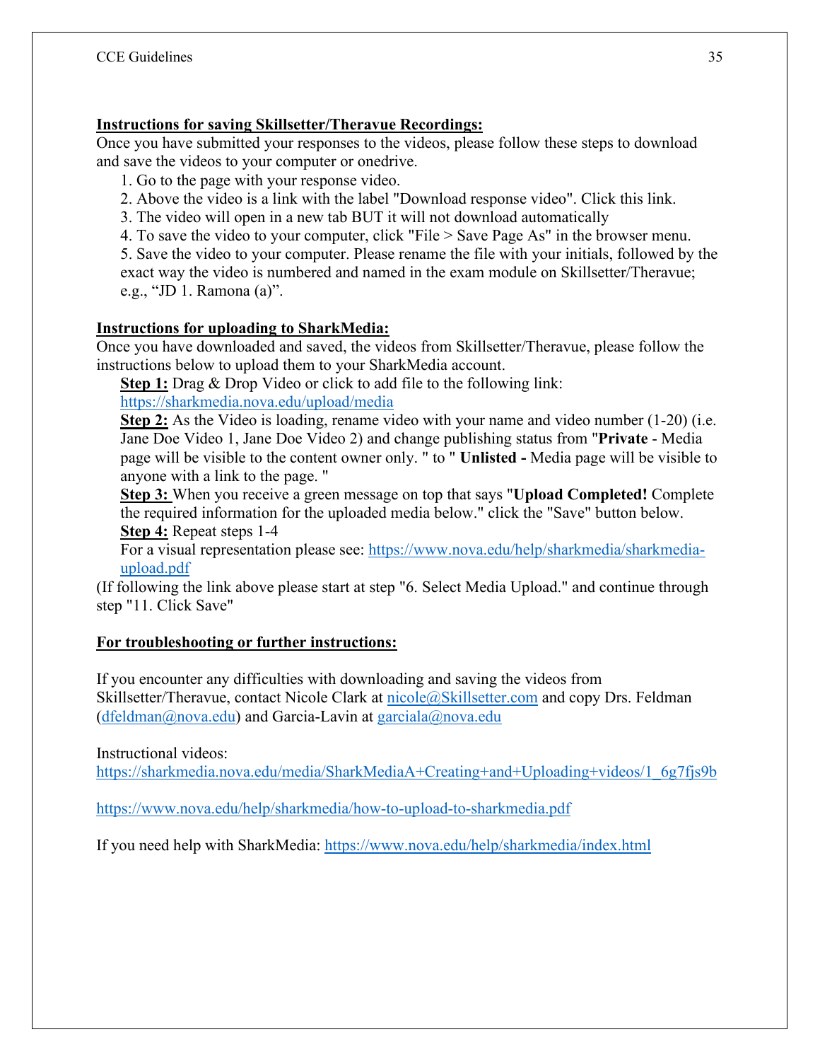**Instructions for saving Skillsetter/Theravue Recordings:**

Once you have submitted your responses to the videos, please follow these steps to download and save the videos to your computer or onedrive.

1. Go to the page with your response video.
2. Above the video is a link with the label "Download response video". Click this link.
3. The video will open in a new tab BUT it will not download automatically
4. To save the video to your computer, click "File > Save Page As" in the browser menu.
5. Save the video to your computer. Please rename the file with your initials, followed by the exact way the video is numbered and named in the exam module on Skillsetter/Theravue; e.g., "JD 1. Ramona (a)".

**Instructions for uploading to SharkMedia:**

Once you have downloaded and saved, the videos from Skillsetter/Theravue, please follow the instructions below to upload them to your SharkMedia account.

**Step 1:** Drag & Drop Video or click to add file to the following link: https://sharkmedia.nova.edu/upload/media

**Step 2:** As the Video is loading, rename video with your name and video number (1-20) (i.e. Jane Doe Video 1, Jane Doe Video 2) and change publishing status from "**Private** - Media page will be visible to the content owner only. " to " **Unlisted -** Media page will be visible to anyone with a link to the page. "

**Step 3:** When you receive a green message on top that says "**Upload Completed!** Complete the required information for the uploaded media below." click the "Save" button below.

**Step 4:** Repeat steps 1-4

For a visual representation please see: https://www.nova.edu/help/sharkmedia/sharkmedia-upload.pdf

(If following the link above please start at step "6. Select Media Upload." and continue through step "11. Click Save"

**For troubleshooting or further instructions:**

If you encounter any difficulties with downloading and saving the videos from Skillsetter/Theravue, contact Nicole Clark at nicole@Skillsetter.com and copy Drs. Feldman (dfeldman@nova.edu) and Garcia-Lavin at garciala@nova.edu

Instructional videos:
https://sharkmedia.nova.edu/media/SharkMediaA+Creating+and+Uploading+videos/1_6g7fjs9b

https://www.nova.edu/help/sharkmedia/how-to-upload-to-sharkmedia.pdf

If you need help with SharkMedia: https://www.nova.edu/help/sharkmedia/index.html